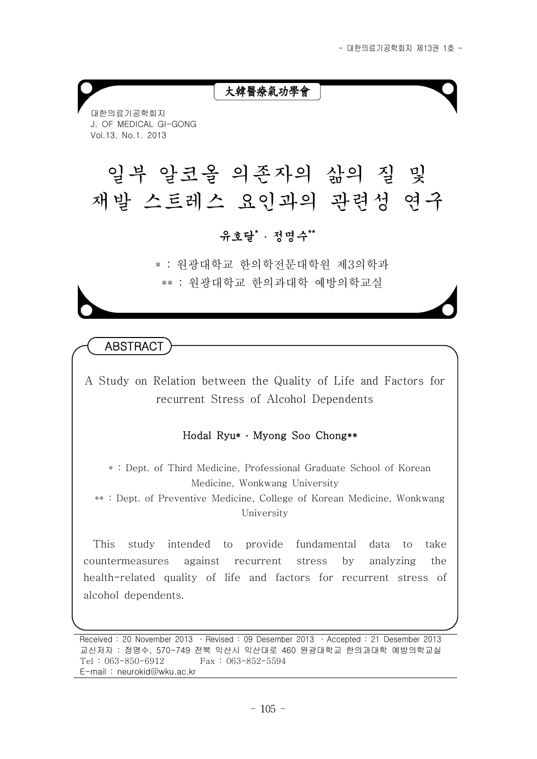大韓醫療氣功學會

대한의료기공학회지
J. OF MEDICAL GI-GONG
Vol.13. No.1. 2013

# 일부 알코올 의존자의 삶의 질 및 재발 스트레스 요인과의 관련성 연구

**유호달\* · 정명수\*\***

\* : 원광대학교 한의학전문대학원 제3의학과
\*\* : 원광대학교 한의과대학 예방의학교실

## ABSTRACT

### A Study on Relation between the Quality of Life and Factors for recurrent Stress of Alcohol Dependents

**Hodal Ryu\* · Myong Soo Chong\*\***

\* : Dept. of Third Medicine, Professional Graduate School of Korean Medicine, Wonkwang University
\*\* : Dept. of Preventive Medicine, College of Korean Medicine, Wonkwang University

This study intended to provide fundamental data to take countermeasures against recurrent stress by analyzing the health-related quality of life and factors for recurrent stress of alcohol dependents.

Received : 20 November 2013 · Revised : 09 Desember 2013 · Accepted : 21 Desember 2013
교신저자 : 정명수, 570-749 전북 익산시 익산대로 460 원광대학교 한의과대학 예방의학교실
Tel : 063-850-6912  Fax : 063-852-5594
E-mail : neurokid@wku.ac.kr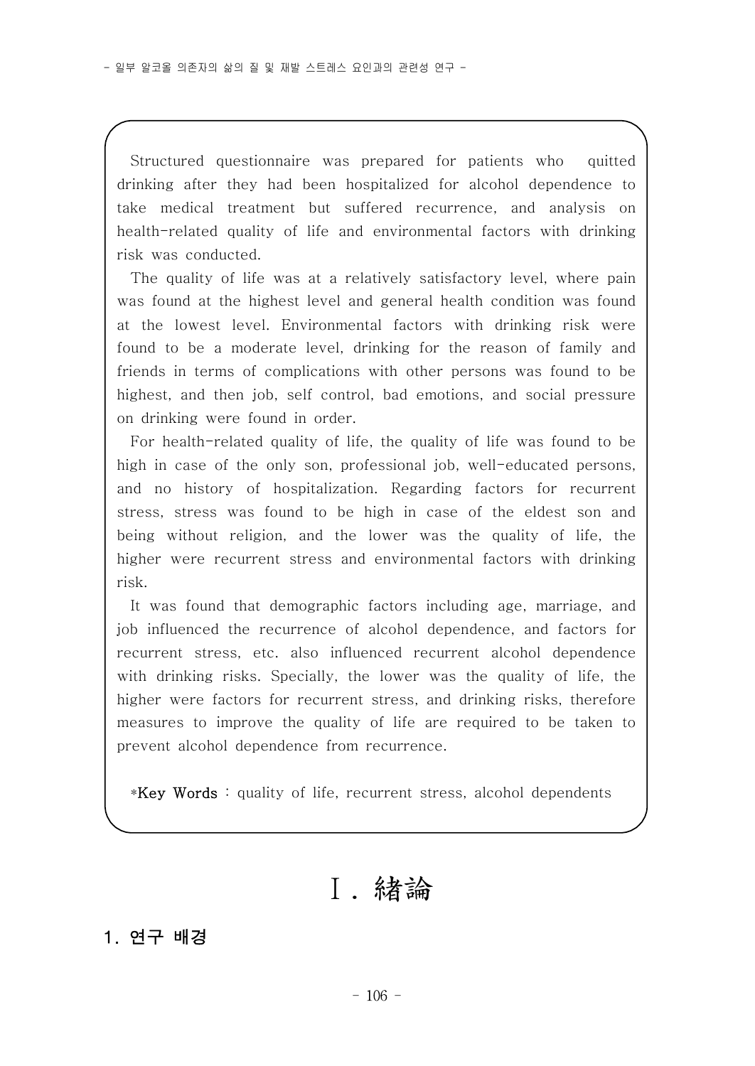Structured questionnaire was prepared for patients who quitted drinking after they had been hospitalized for alcohol dependence to take medical treatment but suffered recurrence, and analysis on health-related quality of life and environmental factors with drinking risk was conducted.

The quality of life was at a relatively satisfactory level, where pain was found at the highest level and general health condition was found at the lowest level. Environmental factors with drinking risk were found to be a moderate level, drinking for the reason of family and friends in terms of complications with other persons was found to be highest, and then job, self control, bad emotions, and social pressure on drinking were found in order.

For health-related quality of life, the quality of life was found to be high in case of the only son, professional job, well-educated persons, and no history of hospitalization. Regarding factors for recurrent stress, stress was found to be high in case of the eldest son and being without religion, and the lower was the quality of life, the higher were recurrent stress and environmental factors with drinking risk.

It was found that demographic factors including age, marriage, and job influenced the recurrence of alcohol dependence, and factors for recurrent stress, etc. also influenced recurrent alcohol dependence with drinking risks. Specially, the lower was the quality of life, the higher were factors for recurrent stress, and drinking risks, therefore measures to improve the quality of life are required to be taken to prevent alcohol dependence from recurrence.

*Key Words : quality of life, recurrent stress, alcohol dependents

# Ⅰ. 緖論

## 1. 연구 배경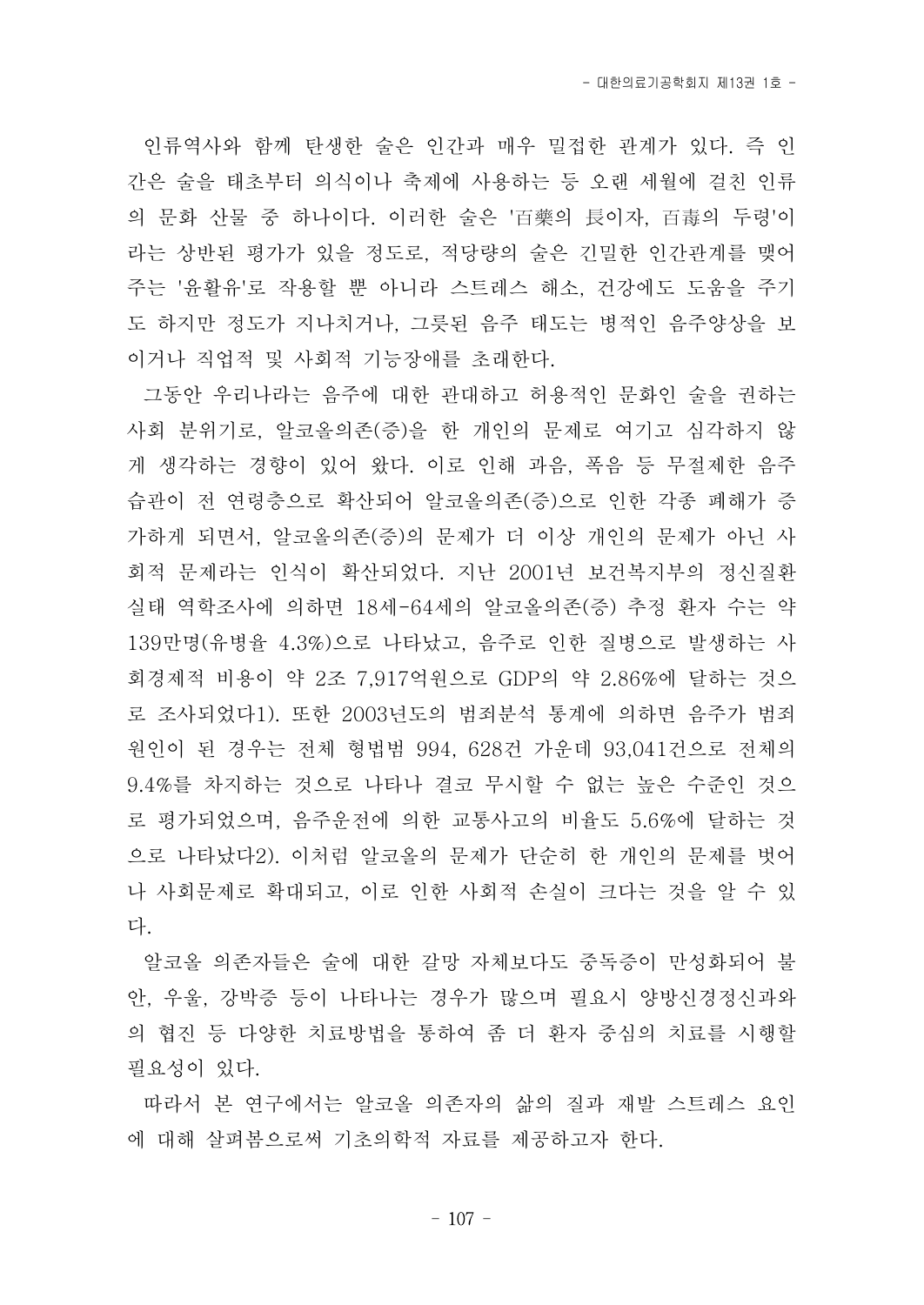인류역사와 함께 탄생한 술은 인간과 매우 밀접한 관계가 있다. 즉 인간은 술을 태초부터 의식이나 축제에 사용하는 등 오랜 세월에 걸친 인류의 문화 산물 중 하나이다. 이러한 술은 '百藥의 長이자, 百毒의 두령'이라는 상반된 평가가 있을 정도로, 적당량의 술은 긴밀한 인간관계를 맺어주는 '윤활유'로 작용할 뿐 아니라 스트레스 해소, 건강에도 도움을 주기도 하지만 정도가 지나치거나, 그릇된 음주 태도는 병적인 음주양상을 보이거나 직업적 및 사회적 기능장애를 초래한다.

그동안 우리나라는 음주에 대한 관대하고 허용적인 문화인 술을 권하는 사회 분위기로, 알코올의존(증)을 한 개인의 문제로 여기고 심각하지 않게 생각하는 경향이 있어 왔다. 이로 인해 과음, 폭음 등 무절제한 음주습관이 전 연령층으로 확산되어 알코올의존(증)으로 인한 각종 폐해가 증가하게 되면서, 알코올의존(증)의 문제가 더 이상 개인의 문제가 아닌 사회적 문제라는 인식이 확산되었다. 지난 2001년 보건복지부의 정신질환 실태 역학조사에 의하면 18세-64세의 알코올의존(증) 추정 환자 수는 약 139만명(유병율 4.3%)으로 나타났고, 음주로 인한 질병으로 발생하는 사회경제적 비용이 약 2조 7,917억원으로 GDP의 약 2.86%에 달하는 것으로 조사되었다1). 또한 2003년도의 범죄분석 통계에 의하면 음주가 범죄원인이 된 경우는 전체 형법범 994, 628건 가운데 93,041건으로 전체의 9.4%를 차지하는 것으로 나타나 결코 무시할 수 없는 높은 수준인 것으로 평가되었으며, 음주운전에 의한 교통사고의 비율도 5.6%에 달하는 것으로 나타났다2). 이처럼 알코올의 문제가 단순히 한 개인의 문제를 벗어나 사회문제로 확대되고, 이로 인한 사회적 손실이 크다는 것을 알 수 있다.

알코올 의존자들은 술에 대한 갈망 자체보다도 중독증이 만성화되어 불안, 우울, 강박증 등이 나타나는 경우가 많으며 필요시 양방신경정신과와의 협진 등 다양한 치료방법을 통하여 좀 더 환자 중심의 치료를 시행할 필요성이 있다.

따라서 본 연구에서는 알코올 의존자의 삶의 질과 재발 스트레스 요인에 대해 살펴봄으로써 기초의학적 자료를 제공하고자 한다.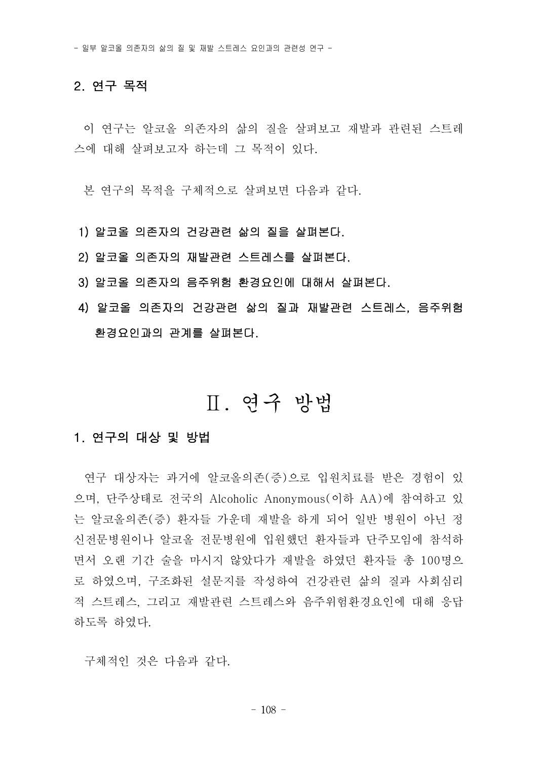## 2. 연구 목적

이 연구는 알코올 의존자의 삶의 질을 살펴보고 재발과 관련된 스트레스에 대해 살펴보고자 하는데 그 목적이 있다.

본 연구의 목적을 구체적으로 살펴보면 다음과 같다.

1) **알코올 의존자의 건강관련 삶의 질을 살펴본다.**
2) **알코올 의존자의 재발관련 스트레스를 살펴본다.**
3) **알코올 의존자의 음주위험 환경요인에 대해서 살펴본다.**
4) **알코올 의존자의 건강관련 삶의 질과 재발관련 스트레스, 음주위험 환경요인과의 관계를 살펴본다.**

# Ⅱ. 연구 방법

## 1. 연구의 대상 및 방법

연구 대상자는 과거에 알코올의존(증)으로 입원치료를 받은 경험이 있으며, 단주상태로 전국의 Alcoholic Anonymous(이하 AA)에 참여하고 있는 알코올의존(증) 환자들 가운데 재발을 하게 되어 일반 병원이 아닌 정신전문병원이나 알코올 전문병원에 입원했던 환자들과 단주모임에 참석하면서 오랜 기간 술을 마시지 않았다가 재발을 하였던 환자들 총 100명으로 하였으며, 구조화된 설문지를 작성하여 건강관련 삶의 질과 사회심리적 스트레스, 그리고 재발관련 스트레스와 음주위험환경요인에 대해 응답하도록 하였다.

구체적인 것은 다음과 같다.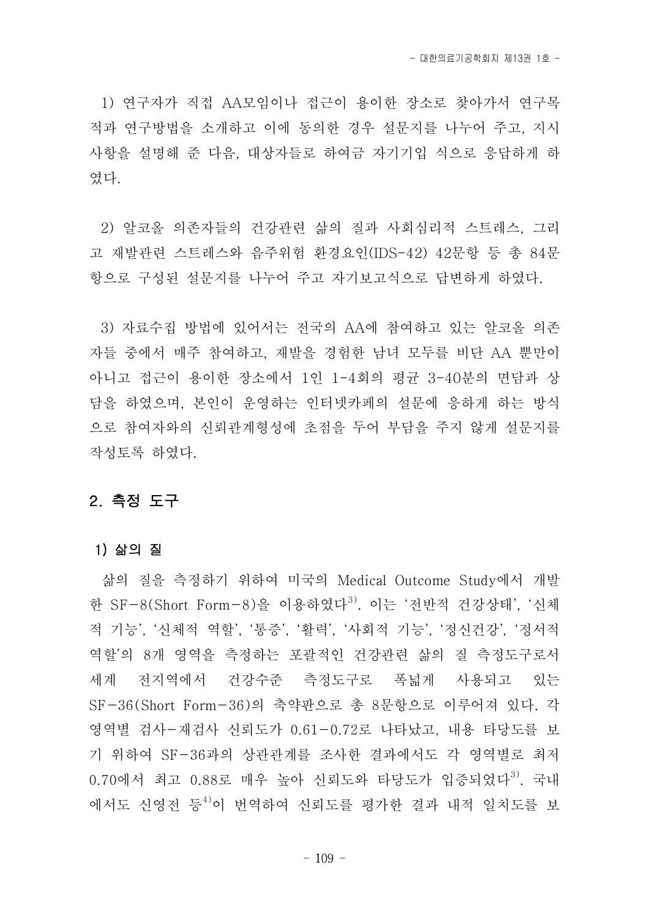1) 연구자가 직접 AA모임이나 접근이 용이한 장소로 찾아가서 연구목적과 연구방법을 소개하고 이에 동의한 경우 설문지를 나누어 주고, 지시사항을 설명해 준 다음, 대상자들로 하여금 자기기입 식으로 응답하게 하였다.

2) 알코올 의존자들의 건강관련 삶의 질과 사회심리적 스트레스, 그리고 재발관련 스트레스와 음주위험 환경요인(IDS-42) 42문항 등 총 84문항으로 구성된 설문지를 나누어 주고 자기보고식으로 답변하게 하였다.

3) 자료수집 방법에 있어서는 전국의 AA에 참여하고 있는 알코올 의존자들 중에서 매주 참여하고, 재발을 경험한 남녀 모두를 비단 AA 뿐만이 아니고 접근이 용이한 장소에서 1인 1-4회의 평균 3-40분의 면담과 상담을 하였으며, 본인이 운영하는 인터넷카페의 설문에 응하게 하는 방식으로 참여자와의 신뢰관계형성에 초점을 두어 부담을 주지 않게 설문지를 작성토록 하였다.

## 2. 측정 도구

### 1) 삶의 질

삶의 질을 측정하기 위하여 미국의 Medical Outcome Study에서 개발한 SF-8(Short Form-8)을 이용하였다[3]. 이는 '전반적 건강상태', '신체적 기능', '신체적 역할', '통증', '활력', '사회적 기능', '정신건강', '정서적 역할'의 8개 영역을 측정하는 포괄적인 건강관련 삶의 질 측정도구로서 세계 전지역에서 건강수준 측정도구로 폭넓게 사용되고 있는 SF-36(Short Form-36)의 축약판으로 총 8문항으로 이루어져 있다. 각 영역별 검사-재검사 신뢰도가 0.61-0.72로 나타났고, 내용 타당도를 보기 위하여 SF-36과의 상관관계를 조사한 결과에서도 각 영역별로 최저 0.70에서 최고 0.88로 매우 높아 신뢰도와 타당도가 입증되었다[3]. 국내에서도 신영전 등[4]이 번역하여 신뢰도를 평가한 결과 내적 일치도를 보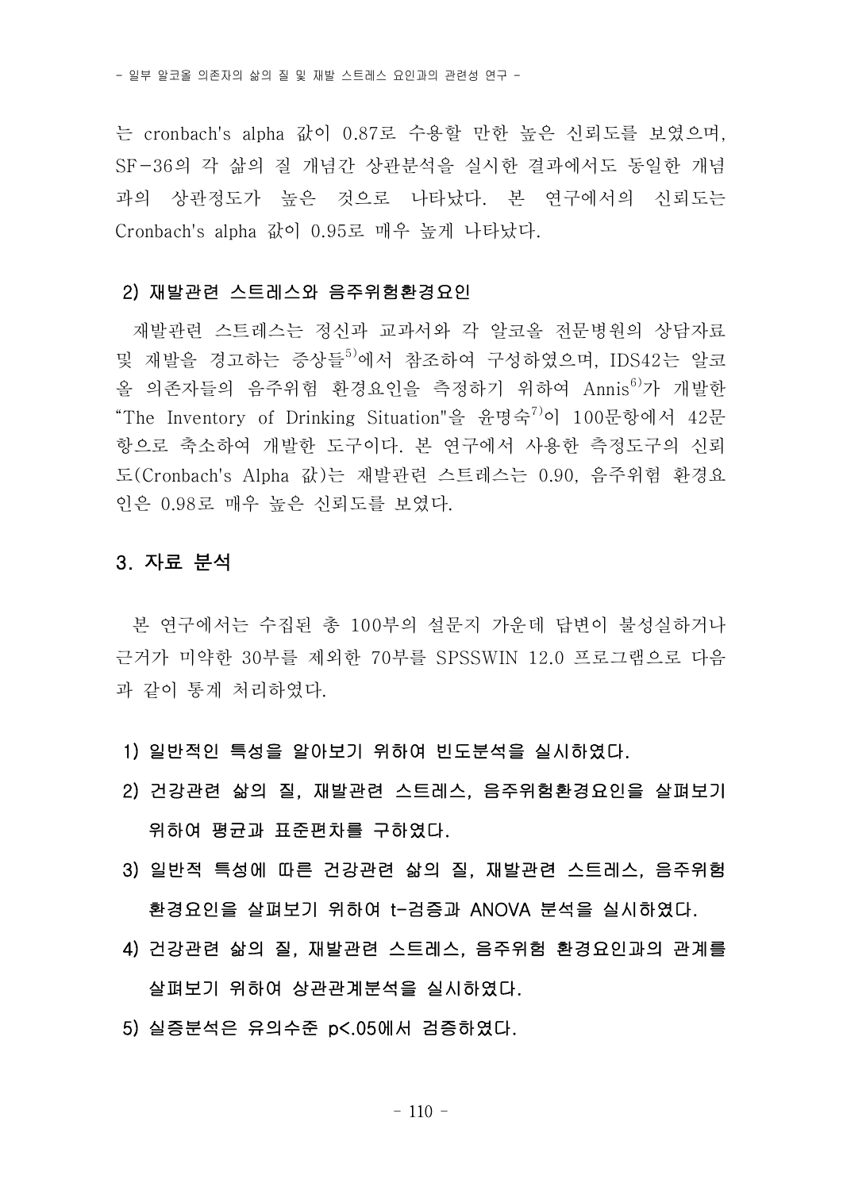는 cronbach's alpha 값이 0.87로 수용할 만한 높은 신뢰도를 보였으며, SF-36의 각 삶의 질 개념간 상관분석을 실시한 결과에서도 동일한 개념과의 상관정도가 높은 것으로 나타났다. 본 연구에서의 신뢰도는 Cronbach's alpha 값이 0.95로 매우 높게 나타났다.

### 2) 재발관련 스트레스와 음주위험환경요인

재발관련 스트레스는 정신과 교과서와 각 알코올 전문병원의 상담자료 및 재발을 경고하는 증상들[5]에서 참조하여 구성하였으며, IDS42는 알코올 의존자들의 음주위험 환경요인을 측정하기 위하여 Annis[6]가 개발한 "The Inventory of Drinking Situation"을 윤명숙[7]이 100문항에서 42문항으로 축소하여 개발한 도구이다. 본 연구에서 사용한 측정도구의 신뢰도(Cronbach's Alpha 값)는 재발관련 스트레스는 0.90, 음주위험 환경요인은 0.98로 매우 높은 신뢰도를 보였다.

## 3. 자료 분석

본 연구에서는 수집된 총 100부의 설문지 가운데 답변이 불성실하거나 근거가 미약한 30부를 제외한 70부를 SPSSWIN 12.0 프로그램으로 다음과 같이 통계 처리하였다.

**1) 일반적인 특성을 알아보기 위하여 빈도분석을 실시하였다.**

**2) 건강관련 삶의 질, 재발관련 스트레스, 음주위험환경요인을 살펴보기 위하여 평균과 표준편차를 구하였다.**

**3) 일반적 특성에 따른 건강관련 삶의 질, 재발관련 스트레스, 음주위험 환경요인을 살펴보기 위하여 t-검증과 ANOVA 분석을 실시하였다.**

**4) 건강관련 삶의 질, 재발관련 스트레스, 음주위험 환경요인과의 관계를 살펴보기 위하여 상관관계분석을 실시하였다.**

**5) 실증분석은 유의수준 $p<.05$에서 검증하였다.**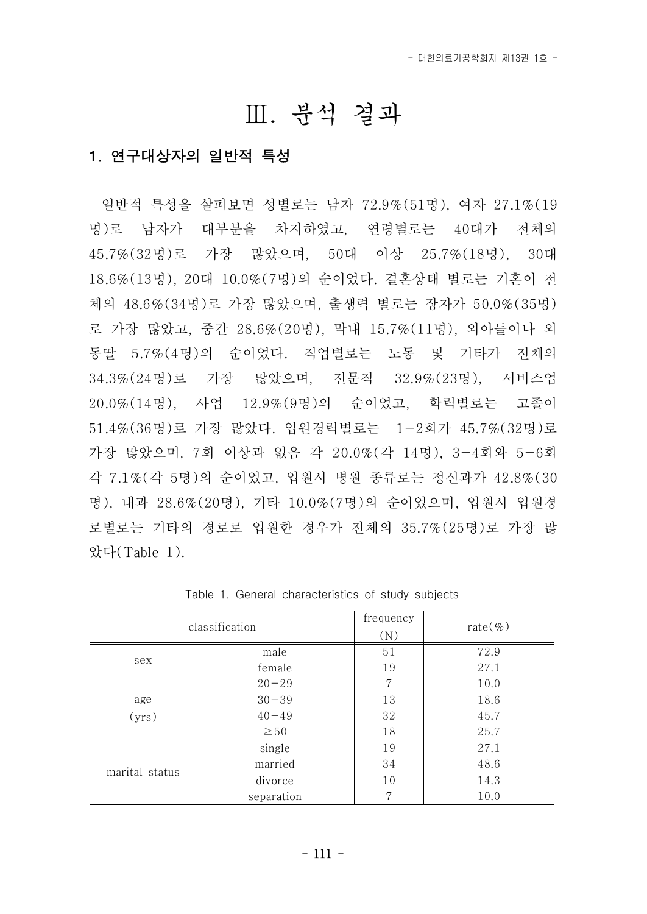# Ⅲ. 분석 결과

## 1. 연구대상자의 일반적 특성

일반적 특성을 살펴보면 성별로는 남자 72.9%(51명), 여자 27.1%(19명)로 남자가 대부분을 차지하였고, 연령별로는 40대가 전체의 45.7%(32명)로 가장 많았으며, 50대 이상 25.7%(18명), 30대 18.6%(13명), 20대 10.0%(7명)의 순이었다. 결혼상태 별로는 기혼이 전체의 48.6%(34명)로 가장 많았으며, 출생력 별로는 장자가 50.0%(35명)로 가장 많았고, 중간 28.6%(20명), 막내 15.7%(11명), 외아들이나 외동딸 5.7%(4명)의 순이었다. 직업별로는 노동 및 기타가 전체의 34.3%(24명)로 가장 많았으며, 전문직 32.9%(23명), 서비스업 20.0%(14명), 사업 12.9%(9명)의 순이었고, 학력별로는 고졸이 51.4%(36명)로 가장 많았다. 입원경력별로는 1-2회가 45.7%(32명)로 가장 많았으며, 7회 이상과 없음 각 20.0%(각 14명), 3-4회와 5-6회 각 7.1%(각 5명)의 순이었고, 입원시 병원 종류로는 정신과가 42.8%(30명), 내과 28.6%(20명), 기타 10.0%(7명)의 순이었으며, 입원시 입원경로별로는 기타의 경로로 입원한 경우가 전체의 35.7%(25명)로 가장 많았다(Table 1).

Table 1. General characteristics of study subjects

| classification | | frequency (N) | rate(%) |
|---|---|---|---|
| sex | male | 51 | 72.9 |
| | female | 19 | 27.1 |
| age (yrs) | 20-29 | 7 | 10.0 |
| | 30-39 | 13 | 18.6 |
| | 40-49 | 32 | 45.7 |
| | ≥50 | 18 | 25.7 |
| marital status | single | 19 | 27.1 |
| | married | 34 | 48.6 |
| | divorce | 10 | 14.3 |
| | separation | 7 | 10.0 |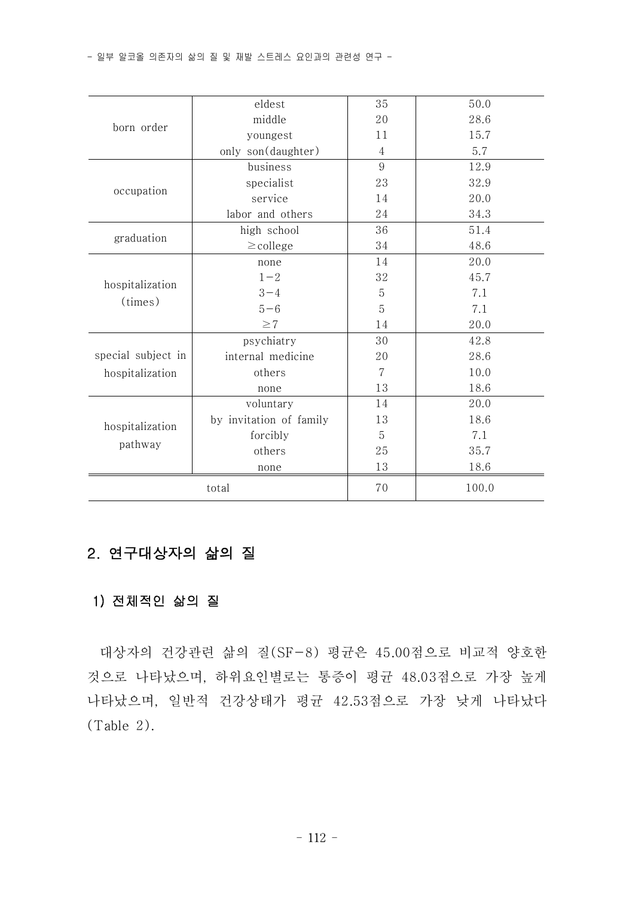| | | | |
|---|---|---|---|
| born order | eldest | 35 | 50.0 |
| | middle | 20 | 28.6 |
| | youngest | 11 | 15.7 |
| | only son(daughter) | 4 | 5.7 |
| occupation | business | 9 | 12.9 |
| | specialist | 23 | 32.9 |
| | service | 14 | 20.0 |
| | labor and others | 24 | 34.3 |
| graduation | high school | 36 | 51.4 |
| | ≥college | 34 | 48.6 |
| hospitalization (times) | none | 14 | 20.0 |
| | 1−2 | 32 | 45.7 |
| | 3−4 | 5 | 7.1 |
| | 5−6 | 5 | 7.1 |
| | ≥7 | 14 | 20.0 |
| special subject in hospitalization | psychiatry | 30 | 42.8 |
| | internal medicine | 20 | 28.6 |
| | others | 7 | 10.0 |
| | none | 13 | 18.6 |
| hospitalization pathway | voluntary | 14 | 20.0 |
| | by invitation of family | 13 | 18.6 |
| | forcibly | 5 | 7.1 |
| | others | 25 | 35.7 |
| | none | 13 | 18.6 |
| total | | 70 | 100.0 |

## 2. 연구대상자의 삶의 질

### 1) 전체적인 삶의 질

대상자의 건강관련 삶의 질(SF−8) 평균은 45.00점으로 비교적 양호한 것으로 나타났으며, 하위요인별로는 통증이 평균 48.03점으로 가장 높게 나타났으며, 일반적 건강상태가 평균 42.53점으로 가장 낮게 나타났다(Table 2).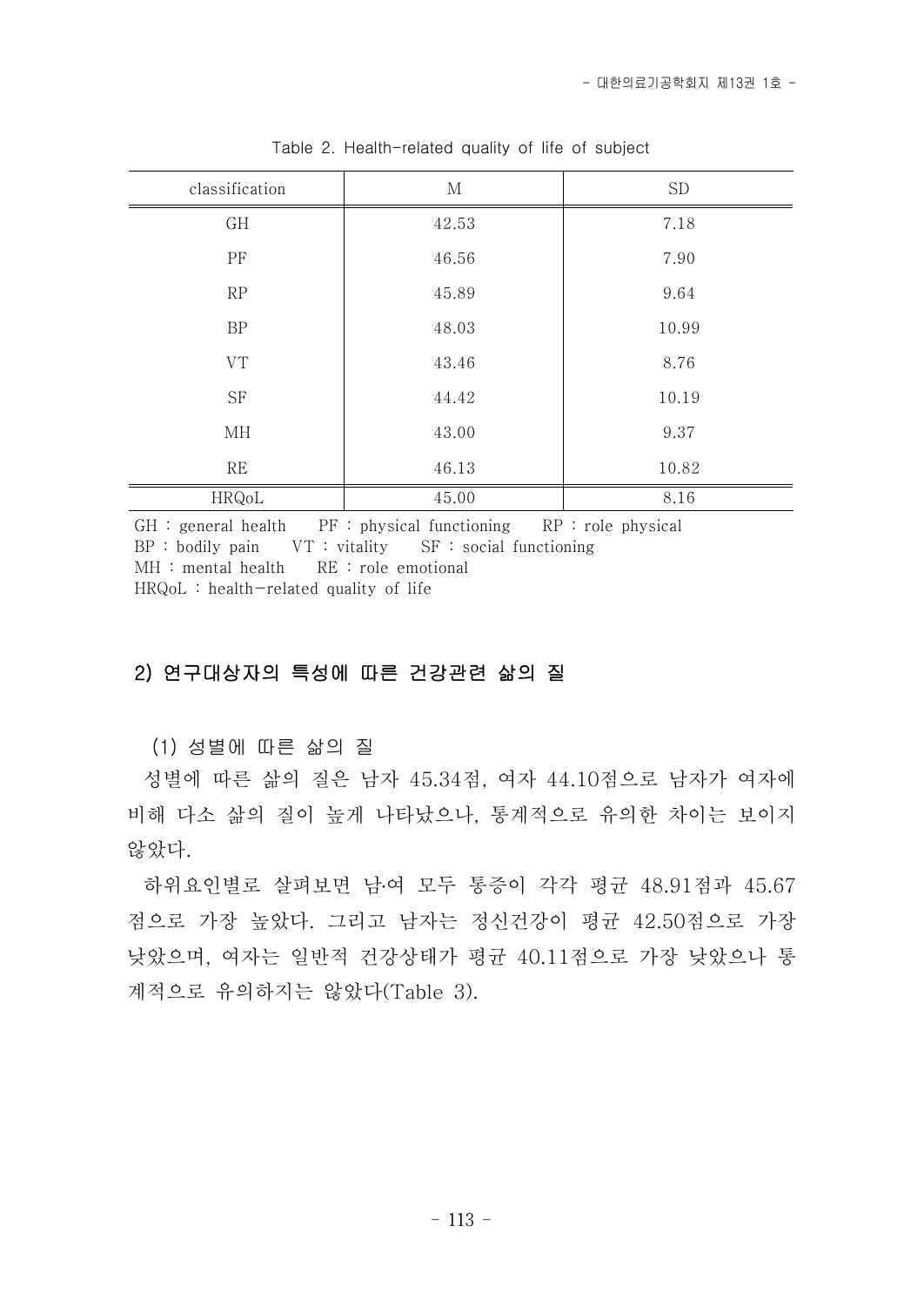Table 2. Health-related quality of life of subject

| classification | M | SD |
|---|---|---|
| GH | 42.53 | 7.18 |
| PF | 46.56 | 7.90 |
| RP | 45.89 | 9.64 |
| BP | 48.03 | 10.99 |
| VT | 43.46 | 8.76 |
| SF | 44.42 | 10.19 |
| MH | 43.00 | 9.37 |
| RE | 46.13 | 10.82 |
| HRQoL | 45.00 | 8.16 |

GH : general health PF : physical functioning RP : role physical
BP : bodily pain VT : vitality SF : social functioning
MH : mental health RE : role emotional
HRQoL : health-related quality of life

### 2) 연구대상자의 특성에 따른 건강관련 삶의 질

(1) 성별에 따른 삶의 질

성별에 따른 삶의 질은 남자 45.34점, 여자 44.10점으로 남자가 여자에 비해 다소 삶의 질이 높게 나타났으나, 통계적으로 유의한 차이는 보이지 않았다.

하위요인별로 살펴보면 남·여 모두 통증이 각각 평균 48.91점과 45.67점으로 가장 높았다. 그리고 남자는 정신건강이 평균 42.50점으로 가장 낮았으며, 여자는 일반적 건강상태가 평균 40.11점으로 가장 낮았으나 통계적으로 유의하지는 않았다(Table 3).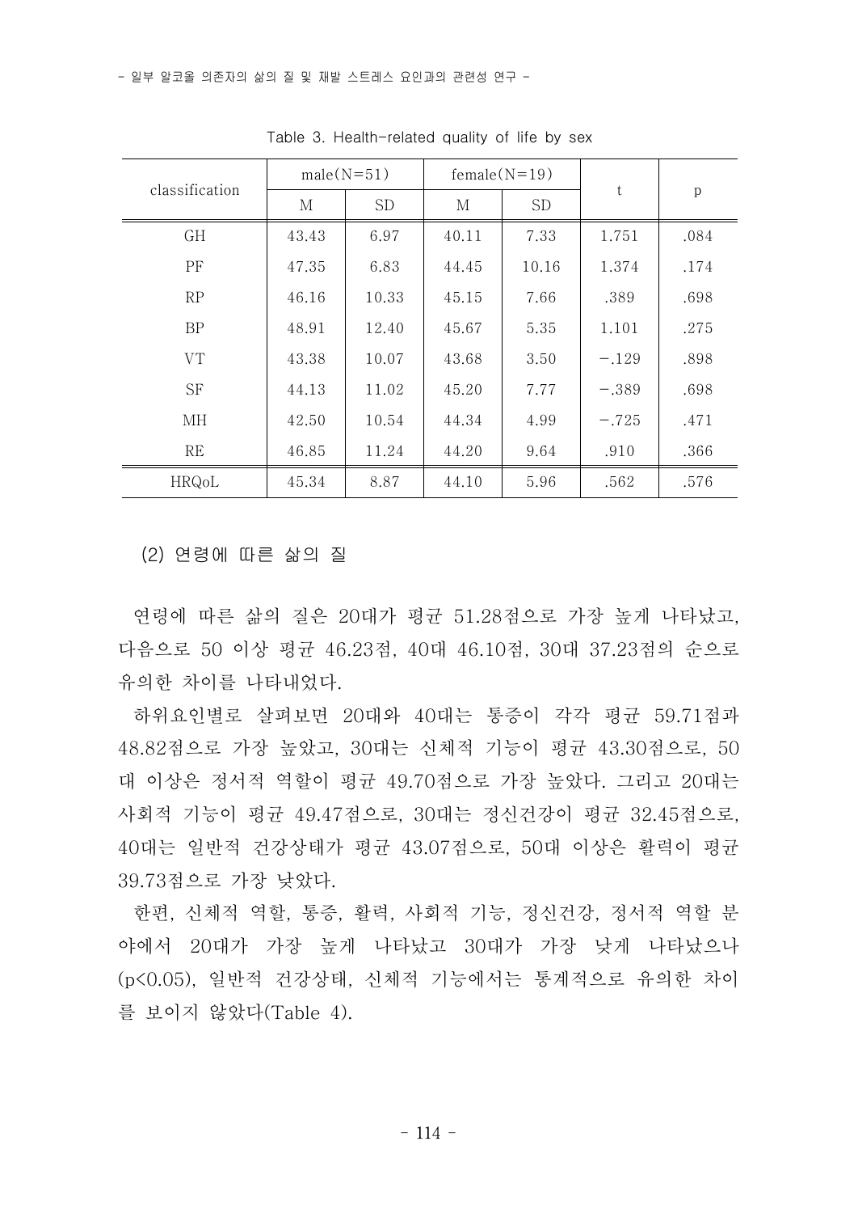Table 3. Health-related quality of life by sex

| classification | male(N=51) | | female(N=19) | | t | p |
|---|---|---|---|---|---|---|
| | M | SD | M | SD | | |
| GH | 43.43 | 6.97 | 40.11 | 7.33 | 1.751 | .084 |
| PF | 47.35 | 6.83 | 44.45 | 10.16 | 1.374 | .174 |
| RP | 46.16 | 10.33 | 45.15 | 7.66 | .389 | .698 |
| BP | 48.91 | 12.40 | 45.67 | 5.35 | 1.101 | .275 |
| VT | 43.38 | 10.07 | 43.68 | 3.50 | −.129 | .898 |
| SF | 44.13 | 11.02 | 45.20 | 7.77 | −.389 | .698 |
| MH | 42.50 | 10.54 | 44.34 | 4.99 | −.725 | .471 |
| RE | 46.85 | 11.24 | 44.20 | 9.64 | .910 | .366 |
| HRQoL | 45.34 | 8.87 | 44.10 | 5.96 | .562 | .576 |

### (2) 연령에 따른 삶의 질

연령에 따른 삶의 질은 20대가 평균 51.28점으로 가장 높게 나타났고, 다음으로 50 이상 평균 46.23점, 40대 46.10점, 30대 37.23점의 순으로 유의한 차이를 나타내었다.

하위요인별로 살펴보면 20대와 40대는 통증이 각각 평균 59.71점과 48.82점으로 가장 높았고, 30대는 신체적 기능이 평균 43.30점으로, 50대 이상은 정서적 역할이 평균 49.70점으로 가장 높았다. 그리고 20대는 사회적 기능이 평균 49.47점으로, 30대는 정신건강이 평균 32.45점으로, 40대는 일반적 건강상태가 평균 43.07점으로, 50대 이상은 활력이 평균 39.73점으로 가장 낮았다.

한편, 신체적 역할, 통증, 활력, 사회적 기능, 정신건강, 정서적 역할 분야에서 20대가 가장 높게 나타났고 30대가 가장 낮게 나타났으나 ($p<0.05$), 일반적 건강상태, 신체적 기능에서는 통계적으로 유의한 차이를 보이지 않았다(Table 4).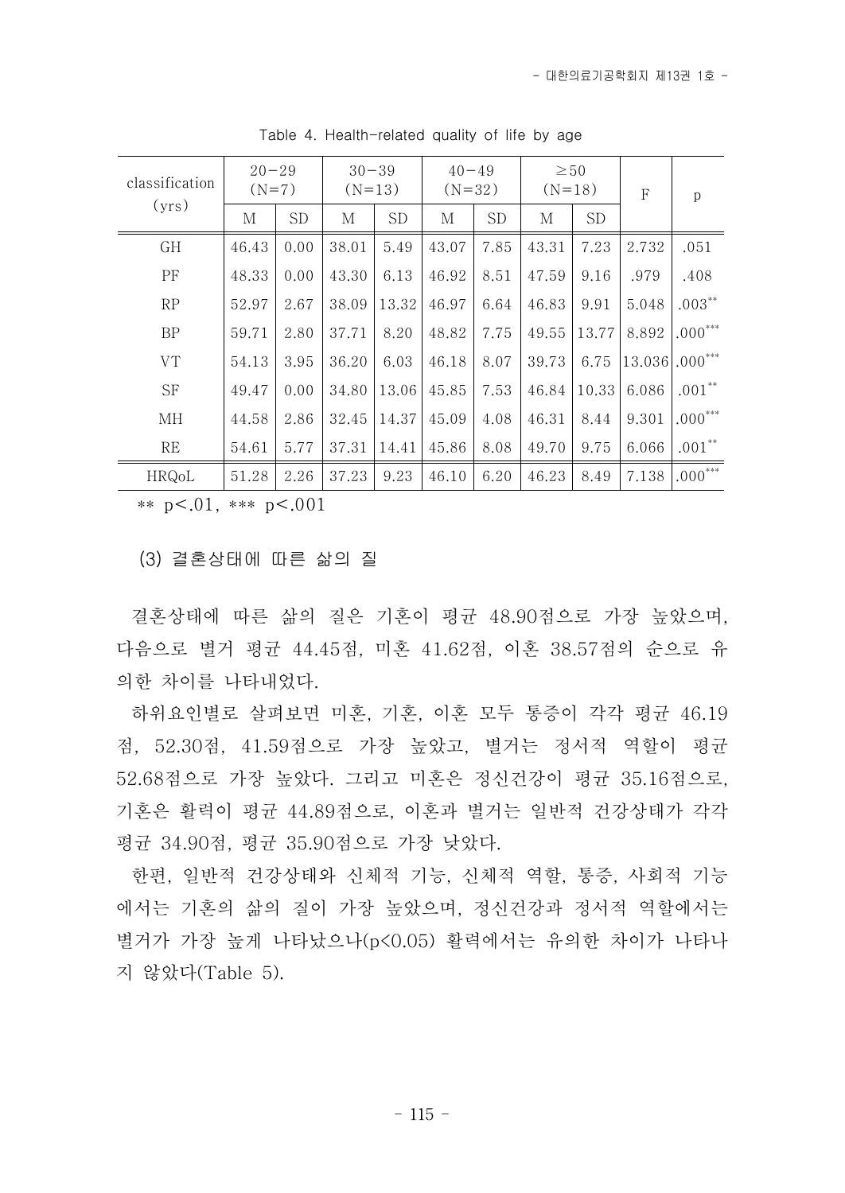Table 4. Health-related quality of life by age

| classification (yrs) | 20−29 (N=7) | | 30−39 (N=13) | | 40−49 (N=32) | | ≥50 (N=18) | | F | p |
|---|---|---|---|---|---|---|---|---|---|---|
| | M | SD | M | SD | M | SD | M | SD | | |
| GH | 46.43 | 0.00 | 38.01 | 5.49 | 43.07 | 7.85 | 43.31 | 7.23 | 2.732 | .051 |
| PF | 48.33 | 0.00 | 43.30 | 6.13 | 46.92 | 8.51 | 47.59 | 9.16 | .979 | .408 |
| RP | 52.97 | 2.67 | 38.09 | 13.32 | 46.97 | 6.64 | 46.83 | 9.91 | 5.048 | .003** |
| BP | 59.71 | 2.80 | 37.71 | 8.20 | 48.82 | 7.75 | 49.55 | 13.77 | 8.892 | .000*** |
| VT | 54.13 | 3.95 | 36.20 | 6.03 | 46.18 | 8.07 | 39.73 | 6.75 | 13.036 | .000*** |
| SF | 49.47 | 0.00 | 34.80 | 13.06 | 45.85 | 7.53 | 46.84 | 10.33 | 6.086 | .001** |
| MH | 44.58 | 2.86 | 32.45 | 14.37 | 45.09 | 4.08 | 46.31 | 8.44 | 9.301 | .000*** |
| RE | 54.61 | 5.77 | 37.31 | 14.41 | 45.86 | 8.08 | 49.70 | 9.75 | 6.066 | .001** |
| HRQoL | 51.28 | 2.26 | 37.23 | 9.23 | 46.10 | 6.20 | 46.23 | 8.49 | 7.138 | .000*** |

** $p<.01$, *** $p<.001$

### (3) 결혼상태에 따른 삶의 질

결혼상태에 따른 삶의 질은 기혼이 평균 48.90점으로 가장 높았으며, 다음으로 별거 평균 44.45점, 미혼 41.62점, 이혼 38.57점의 순으로 유의한 차이를 나타내었다.

하위요인별로 살펴보면 미혼, 기혼, 이혼 모두 통증이 각각 평균 46.19점, 52.30점, 41.59점으로 가장 높았고, 별거는 정서적 역할이 평균 52.68점으로 가장 높았다. 그리고 미혼은 정신건강이 평균 35.16점으로, 기혼은 활력이 평균 44.89점으로, 이혼과 별거는 일반적 건강상태가 각각 평균 34.90점, 평균 35.90점으로 가장 낮았다.

한편, 일반적 건강상태와 신체적 기능, 신체적 역할, 통증, 사회적 기능에서는 기혼의 삶의 질이 가장 높았으며, 정신건강과 정서적 역할에서는 별거가 가장 높게 나타났으나($p<0.05$) 활력에서는 유의한 차이가 나타나지 않았다(Table 5).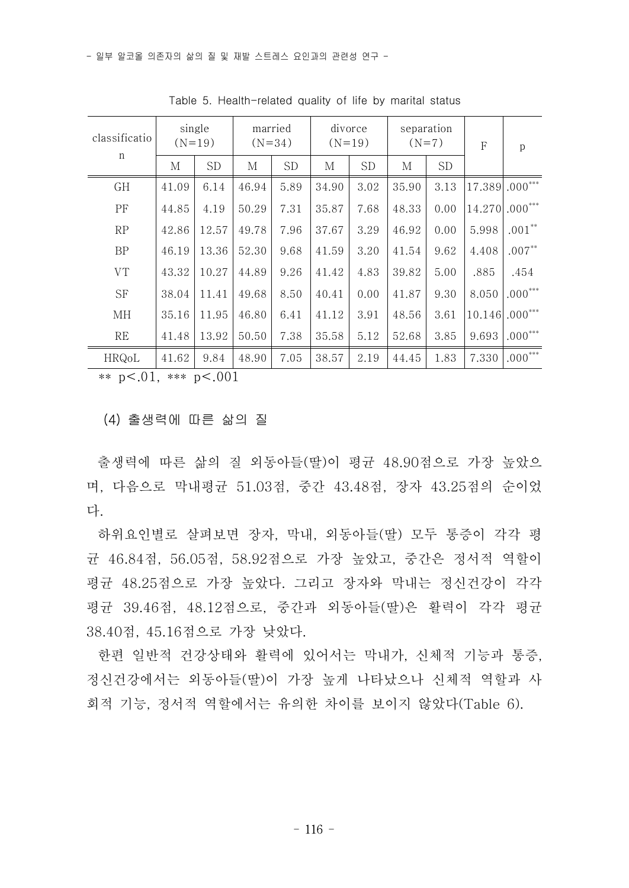Table 5. Health-related quality of life by marital status

| classification | single (N=19) | | married (N=34) | | divorce (N=19) | | separation (N=7) | | F | p |
|---|---|---|---|---|---|---|---|---|---|---|
| | M | SD | M | SD | M | SD | M | SD | | |
| GH | 41.09 | 6.14 | 46.94 | 5.89 | 34.90 | 3.02 | 35.90 | 3.13 | 17.389 | .000*** |
| PF | 44.85 | 4.19 | 50.29 | 7.31 | 35.87 | 7.68 | 48.33 | 0.00 | 14.270 | .000*** |
| RP | 42.86 | 12.57 | 49.78 | 7.96 | 37.67 | 3.29 | 46.92 | 0.00 | 5.998 | .001** |
| BP | 46.19 | 13.36 | 52.30 | 9.68 | 41.59 | 3.20 | 41.54 | 9.62 | 4.408 | .007** |
| VT | 43.32 | 10.27 | 44.89 | 9.26 | 41.42 | 4.83 | 39.82 | 5.00 | .885 | .454 |
| SF | 38.04 | 11.41 | 49.68 | 8.50 | 40.41 | 0.00 | 41.87 | 9.30 | 8.050 | .000*** |
| MH | 35.16 | 11.95 | 46.80 | 6.41 | 41.12 | 3.91 | 48.56 | 3.61 | 10.146 | .000*** |
| RE | 41.48 | 13.92 | 50.50 | 7.38 | 35.58 | 5.12 | 52.68 | 3.85 | 9.693 | .000*** |
| HRQoL | 41.62 | 9.84 | 48.90 | 7.05 | 38.57 | 2.19 | 44.45 | 1.83 | 7.330 | .000*** |

** $p<.01$, *** $p<.001$

### (4) 출생력에 따른 삶의 질

출생력에 따른 삶의 질 외동아들(딸)이 평균 48.90점으로 가장 높았으며, 다음으로 막내평균 51.03점, 중간 43.48점, 장자 43.25점의 순이었다.

하위요인별로 살펴보면 장자, 막내, 외동아들(딸) 모두 통증이 각각 평균 46.84점, 56.05점, 58.92점으로 가장 높았고, 중간은 정서적 역할이 평균 48.25점으로 가장 높았다. 그리고 장자와 막내는 정신건강이 각각 평균 39.46점, 48.12점으로, 중간과 외동아들(딸)은 활력이 각각 평균 38.40점, 45.16점으로 가장 낮았다.

한편 일반적 건강상태와 활력에 있어서는 막내가, 신체적 기능과 통증, 정신건강에서는 외동아들(딸)이 가장 높게 나타났으나 신체적 역할과 사회적 기능, 정서적 역할에서는 유의한 차이를 보이지 않았다(Table 6).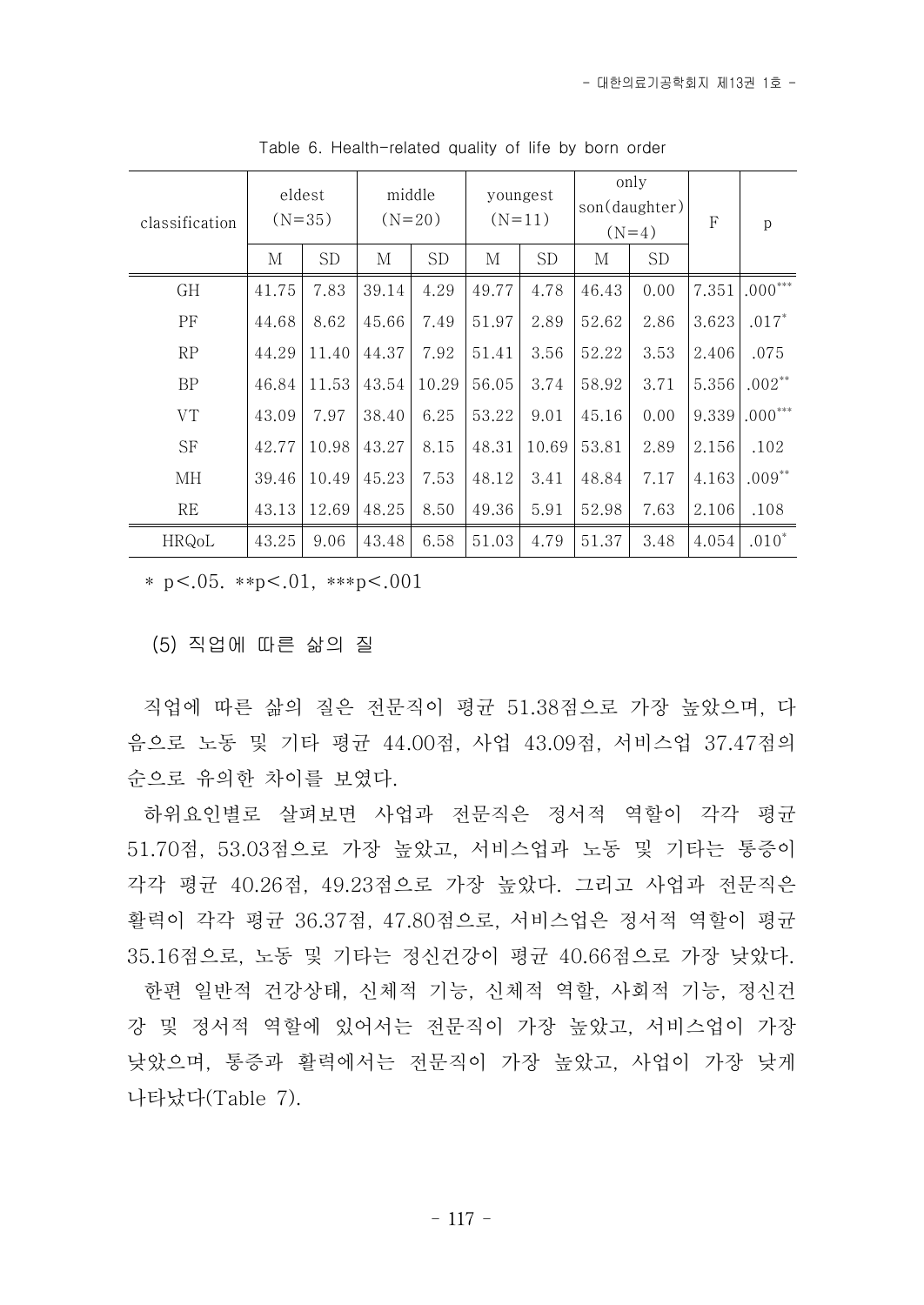Table 6. Health-related quality of life by born order

| classification | eldest (N=35) | | middle (N=20) | | youngest (N=11) | | only son(daughter) (N=4) | | F | p |
|---|---|---|---|---|---|---|---|---|---|---|
| | M | SD | M | SD | M | SD | M | SD | | |
| GH | 41.75 | 7.83 | 39.14 | 4.29 | 49.77 | 4.78 | 46.43 | 0.00 | 7.351 | .000*** |
| PF | 44.68 | 8.62 | 45.66 | 7.49 | 51.97 | 2.89 | 52.62 | 2.86 | 3.623 | .017* |
| RP | 44.29 | 11.40 | 44.37 | 7.92 | 51.41 | 3.56 | 52.22 | 3.53 | 2.406 | .075 |
| BP | 46.84 | 11.53 | 43.54 | 10.29 | 56.05 | 3.74 | 58.92 | 3.71 | 5.356 | .002** |
| VT | 43.09 | 7.97 | 38.40 | 6.25 | 53.22 | 9.01 | 45.16 | 0.00 | 9.339 | .000*** |
| SF | 42.77 | 10.98 | 43.27 | 8.15 | 48.31 | 10.69 | 53.81 | 2.89 | 2.156 | .102 |
| MH | 39.46 | 10.49 | 45.23 | 7.53 | 48.12 | 3.41 | 48.84 | 7.17 | 4.163 | .009** |
| RE | 43.13 | 12.69 | 48.25 | 8.50 | 49.36 | 5.91 | 52.98 | 7.63 | 2.106 | .108 |
| HRQoL | 43.25 | 9.06 | 43.48 | 6.58 | 51.03 | 4.79 | 51.37 | 3.48 | 4.054 | .010* |

* $p<.05$. ** $p<.01$, *** $p<.001$

### (5) 직업에 따른 삶의 질

직업에 따른 삶의 질은 전문직이 평균 51.38점으로 가장 높았으며, 다음으로 노동 및 기타 평균 44.00점, 사업 43.09점, 서비스업 37.47점의 순으로 유의한 차이를 보였다.

하위요인별로 살펴보면 사업과 전문직은 정서적 역할이 각각 평균 51.70점, 53.03점으로 가장 높았고, 서비스업과 노동 및 기타는 통증이 각각 평균 40.26점, 49.23점으로 가장 높았다. 그리고 사업과 전문직은 활력이 각각 평균 36.37점, 47.80점으로, 서비스업은 정서적 역할이 평균 35.16점으로, 노동 및 기타는 정신건강이 평균 40.66점으로 가장 낮았다.

한편 일반적 건강상태, 신체적 기능, 신체적 역할, 사회적 기능, 정신건강 및 정서적 역할에 있어서는 전문직이 가장 높았고, 서비스업이 가장 낮았으며, 통증과 활력에서는 전문직이 가장 높았고, 사업이 가장 낮게 나타났다(Table 7).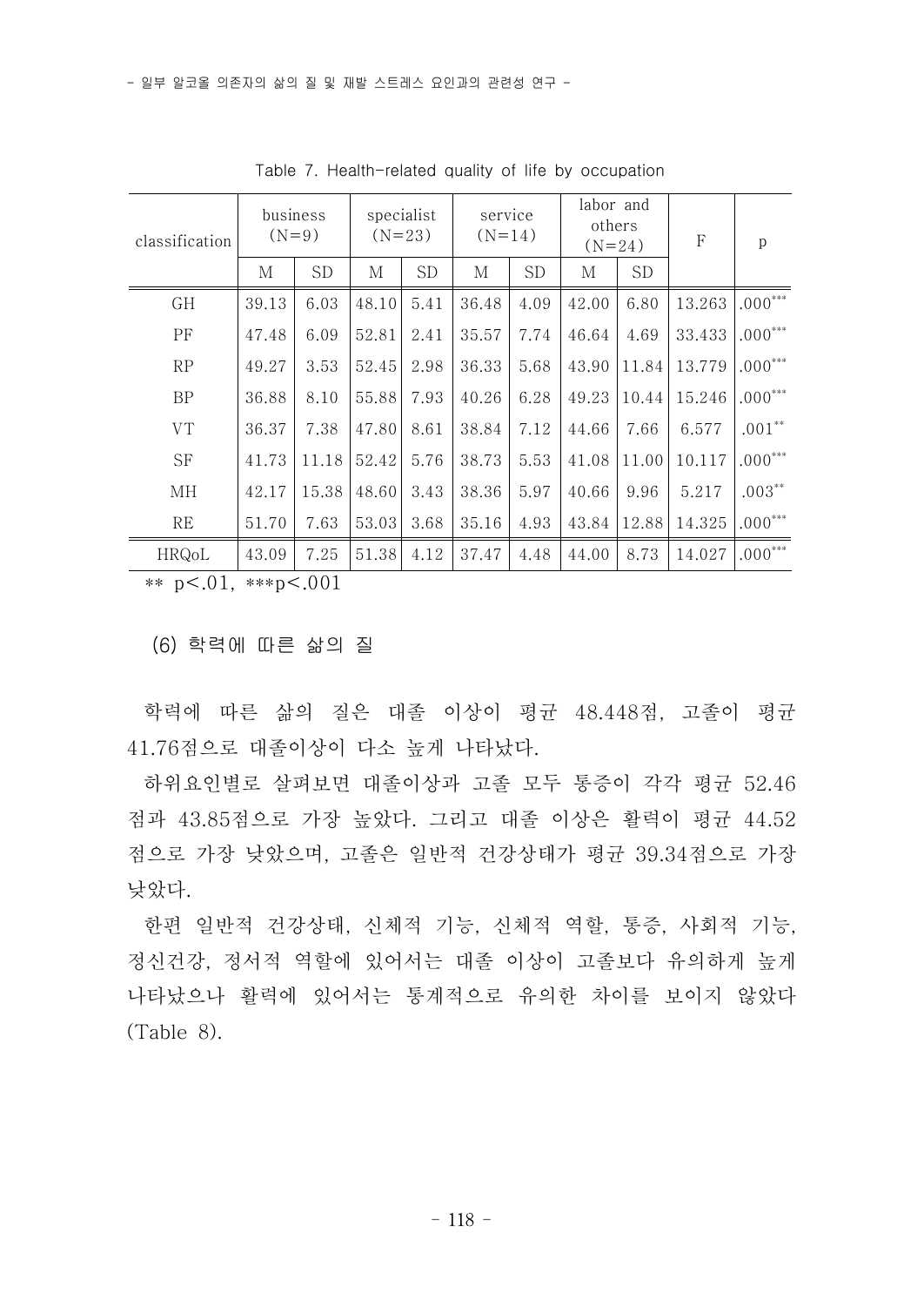Table 7. Health-related quality of life by occupation

| classification | business (N=9) | | specialist (N=23) | | service (N=14) | | labor and others (N=24) | | F | p |
|---|---|---|---|---|---|---|---|---|---|---|
| | M | SD | M | SD | M | SD | M | SD | | |
| GH | 39.13 | 6.03 | 48.10 | 5.41 | 36.48 | 4.09 | 42.00 | 6.80 | 13.263 | .000*** |
| PF | 47.48 | 6.09 | 52.81 | 2.41 | 35.57 | 7.74 | 46.64 | 4.69 | 33.433 | .000*** |
| RP | 49.27 | 3.53 | 52.45 | 2.98 | 36.33 | 5.68 | 43.90 | 11.84 | 13.779 | .000*** |
| BP | 36.88 | 8.10 | 55.88 | 7.93 | 40.26 | 6.28 | 49.23 | 10.44 | 15.246 | .000*** |
| VT | 36.37 | 7.38 | 47.80 | 8.61 | 38.84 | 7.12 | 44.66 | 7.66 | 6.577 | .001** |
| SF | 41.73 | 11.18 | 52.42 | 5.76 | 38.73 | 5.53 | 41.08 | 11.00 | 10.117 | .000*** |
| MH | 42.17 | 15.38 | 48.60 | 3.43 | 38.36 | 5.97 | 40.66 | 9.96 | 5.217 | .003** |
| RE | 51.70 | 7.63 | 53.03 | 3.68 | 35.16 | 4.93 | 43.84 | 12.88 | 14.325 | .000*** |
| HRQoL | 43.09 | 7.25 | 51.38 | 4.12 | 37.47 | 4.48 | 44.00 | 8.73 | 14.027 | .000*** |

** $p<.01$, *** $p<.001$

(6) 학력에 따른 삶의 질

학력에 따른 삶의 질은 대졸 이상이 평균 48.448점, 고졸이 평균 41.76점으로 대졸이상이 다소 높게 나타났다.

하위요인별로 살펴보면 대졸이상과 고졸 모두 통증이 각각 평균 52.46점과 43.85점으로 가장 높았다. 그리고 대졸 이상은 활력이 평균 44.52점으로 가장 낮았으며, 고졸은 일반적 건강상태가 평균 39.34점으로 가장 낮았다.

한편 일반적 건강상태, 신체적 기능, 신체적 역할, 통증, 사회적 기능, 정신건강, 정서적 역할에 있어서는 대졸 이상이 고졸보다 유의하게 높게 나타났으나 활력에 있어서는 통계적으로 유의한 차이를 보이지 않았다 (Table 8).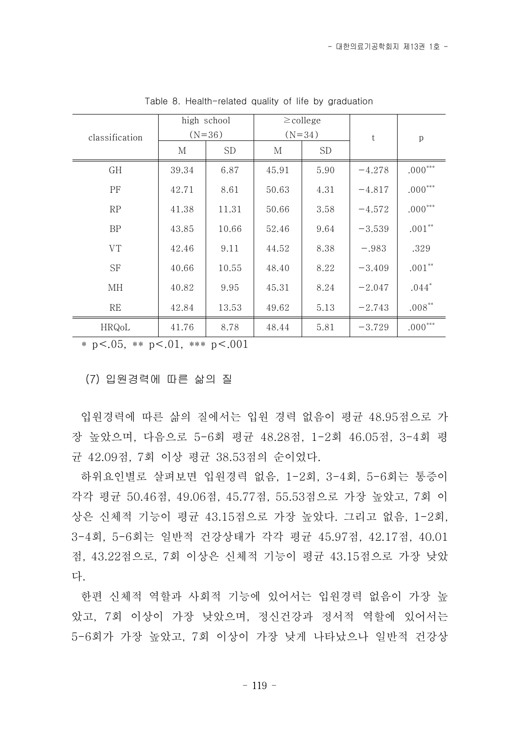Table 8. Health-related quality of life by graduation

| classification | high school (N=36) | | ≥college (N=34) | | t | p |
|---|---|---|---|---|---|---|
| | M | SD | M | SD | | |
| GH | 39.34 | 6.87 | 45.91 | 5.90 | −4.278 | .000*** |
| PF | 42.71 | 8.61 | 50.63 | 4.31 | −4.817 | .000*** |
| RP | 41.38 | 11.31 | 50.66 | 3.58 | −4.572 | .000*** |
| BP | 43.85 | 10.66 | 52.46 | 9.64 | −3.539 | .001** |
| VT | 42.46 | 9.11 | 44.52 | 8.38 | −.983 | .329 |
| SF | 40.66 | 10.55 | 48.40 | 8.22 | −3.409 | .001** |
| MH | 40.82 | 9.95 | 45.31 | 8.24 | −2.047 | .044* |
| RE | 42.84 | 13.53 | 49.62 | 5.13 | −2.743 | .008** |
| HRQoL | 41.76 | 8.78 | 48.44 | 5.81 | −3.729 | .000*** |

* $p<.05$, ** $p<.01$, *** $p<.001$

(7) 입원경력에 따른 삶의 질

입원경력에 따른 삶의 질에서는 입원 경력 없음이 평균 48.95점으로 가장 높았으며, 다음으로 5-6회 평균 48.28점, 1-2회 46.05점, 3-4회 평균 42.09점, 7회 이상 평균 38.53점의 순이었다.

하위요인별로 살펴보면 입원경력 없음, 1-2회, 3-4회, 5-6회는 통증이 각각 평균 50.46점, 49.06점, 45.77점, 55.53점으로 가장 높았고, 7회 이상은 신체적 기능이 평균 43.15점으로 가장 높았다. 그리고 없음, 1-2회, 3-4회, 5-6회는 일반적 건강상태가 각각 평균 45.97점, 42.17점, 40.01점, 43.22점으로, 7회 이상은 신체적 기능이 평균 43.15점으로 가장 낮았다.

한편 신체적 역할과 사회적 기능에 있어서는 입원경력 없음이 가장 높았고, 7회 이상이 가장 낮았으며, 정신건강과 정서적 역할에 있어서는 5-6회가 가장 높았고, 7회 이상이 가장 낮게 나타났으나 일반적 건강상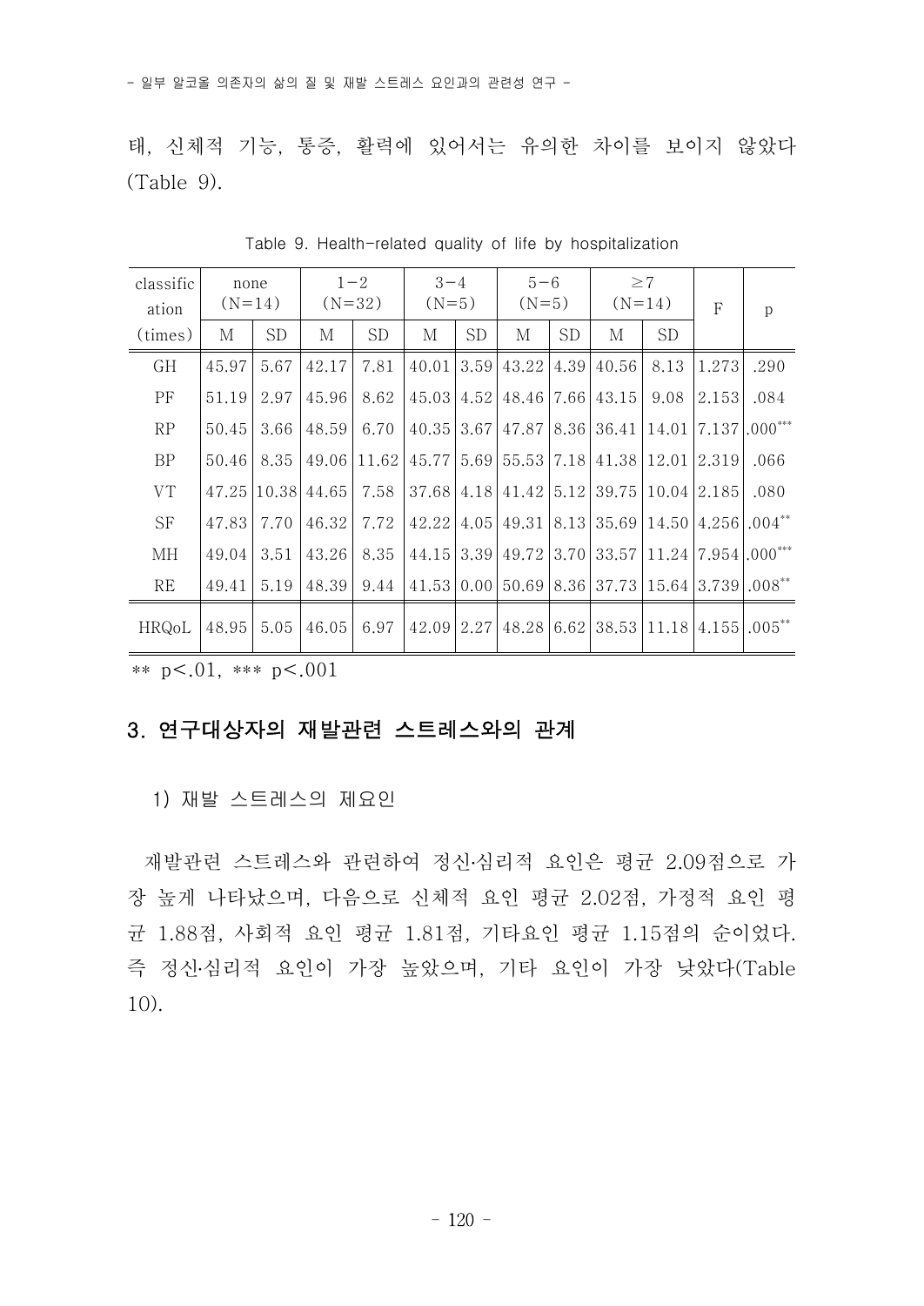태, 신체적 기능, 통증, 활력에 있어서는 유의한 차이를 보이지 않았다 (Table 9).

Table 9. Health-related quality of life by hospitalization

| classification (times) | none (N=14) | | 1−2 (N=32) | | 3−4 (N=5) | | 5−6 (N=5) | | ≥7 (N=14) | | F | p |
|---|---|---|---|---|---|---|---|---|---|---|---|---|
| | M | SD | M | SD | M | SD | M | SD | M | SD | | |
| GH | 45.97 | 5.67 | 42.17 | 7.81 | 40.01 | 3.59 | 43.22 | 4.39 | 40.56 | 8.13 | 1.273 | .290 |
| PF | 51.19 | 2.97 | 45.96 | 8.62 | 45.03 | 4.52 | 48.46 | 7.66 | 43.15 | 9.08 | 2.153 | .084 |
| RP | 50.45 | 3.66 | 48.59 | 6.70 | 40.35 | 3.67 | 47.87 | 8.36 | 36.41 | 14.01 | 7.137 | .000*** |
| BP | 50.46 | 8.35 | 49.06 | 11.62 | 45.77 | 5.69 | 55.53 | 7.18 | 41.38 | 12.01 | 2.319 | .066 |
| VT | 47.25 | 10.38 | 44.65 | 7.58 | 37.68 | 4.18 | 41.42 | 5.12 | 39.75 | 10.04 | 2.185 | .080 |
| SF | 47.83 | 7.70 | 46.32 | 7.72 | 42.22 | 4.05 | 49.31 | 8.13 | 35.69 | 14.50 | 4.256 | .004** |
| MH | 49.04 | 3.51 | 43.26 | 8.35 | 44.15 | 3.39 | 49.72 | 3.70 | 33.57 | 11.24 | 7.954 | .000*** |
| RE | 49.41 | 5.19 | 48.39 | 9.44 | 41.53 | 0.00 | 50.69 | 8.36 | 37.73 | 15.64 | 3.739 | .008** |
| HRQoL | 48.95 | 5.05 | 46.05 | 6.97 | 42.09 | 2.27 | 48.28 | 6.62 | 38.53 | 11.18 | 4.155 | .005** |

** $p<.01$, *** $p<.001$

## 3. 연구대상자의 재발관련 스트레스와의 관계

### 1) 재발 스트레스의 제요인

재발관련 스트레스와 관련하여 정신·심리적 요인은 평균 2.09점으로 가장 높게 나타났으며, 다음으로 신체적 요인 평균 2.02점, 가정적 요인 평균 1.88점, 사회적 요인 평균 1.81점, 기타요인 평균 1.15점의 순이었다. 즉 정신·심리적 요인이 가장 높았으며, 기타 요인이 가장 낮았다(Table 10).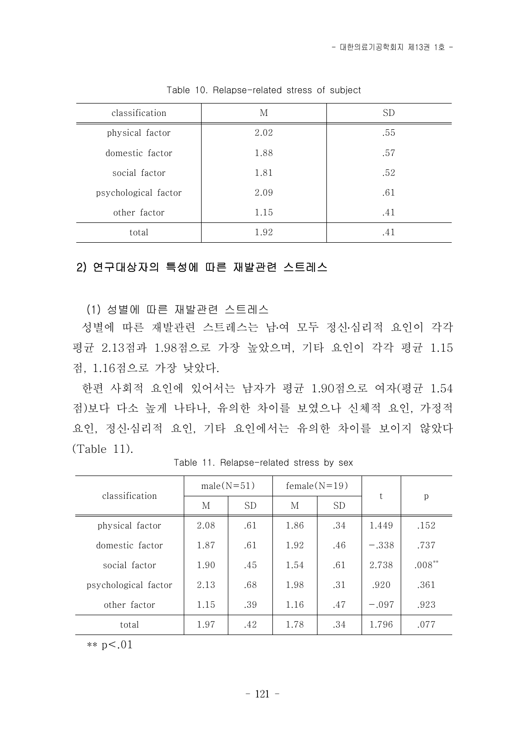Table 10. Relapse-related stress of subject

| classification | M | SD |
|---|---|---|
| physical factor | 2.02 | .55 |
| domestic factor | 1.88 | .57 |
| social factor | 1.81 | .52 |
| psychological factor | 2.09 | .61 |
| other factor | 1.15 | .41 |
| total | 1.92 | .41 |

## 2) 연구대상자의 특성에 따른 재발관련 스트레스

### (1) 성별에 따른 재발관련 스트레스

성별에 따른 재발관련 스트레스는 남·여 모두 정신·심리적 요인이 각각 평균 2.13점과 1.98점으로 가장 높았으며, 기타 요인이 각각 평균 1.15점, 1.16점으로 가장 낮았다.

한편 사회적 요인에 있어서는 남자가 평균 1.90점으로 여자(평균 1.54점)보다 다소 높게 나타나, 유의한 차이를 보였으나 신체적 요인, 가정적 요인, 정신·심리적 요인, 기타 요인에서는 유의한 차이를 보이지 않았다(Table 11).

Table 11. Relapse-related stress by sex

| classification | male(N=51) | | female(N=19) | | t | p |
|---|---|---|---|---|---|---|
| | M | SD | M | SD | | |
| physical factor | 2.08 | .61 | 1.86 | .34 | 1.449 | .152 |
| domestic factor | 1.87 | .61 | 1.92 | .46 | −.338 | .737 |
| social factor | 1.90 | .45 | 1.54 | .61 | 2.738 | .008** |
| psychological factor | 2.13 | .68 | 1.98 | .31 | .920 | .361 |
| other factor | 1.15 | .39 | 1.16 | .47 | −.097 | .923 |
| total | 1.97 | .42 | 1.78 | .34 | 1.796 | .077 |

** $p<.01$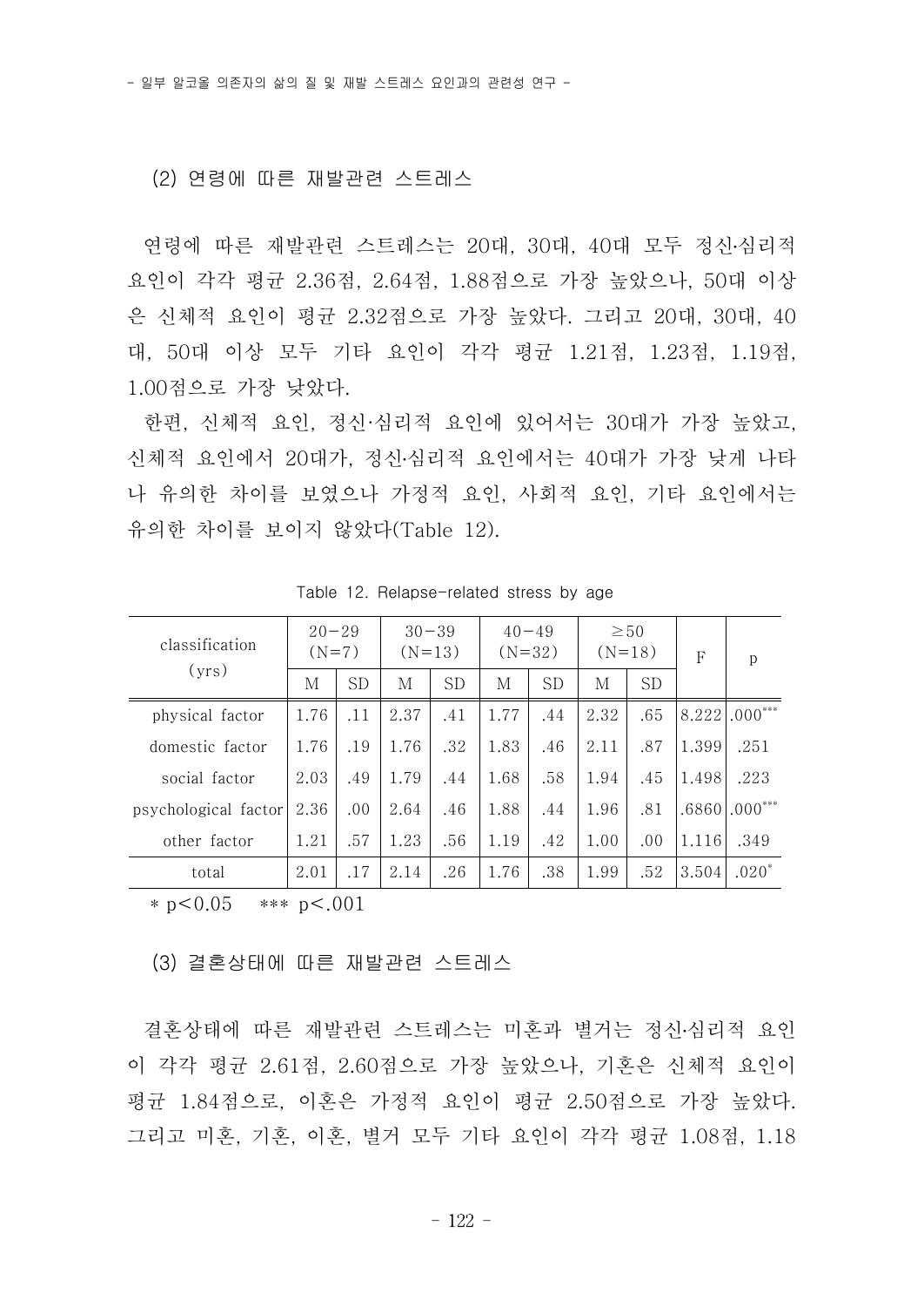### (2) 연령에 따른 재발관련 스트레스

연령에 따른 재발관련 스트레스는 20대, 30대, 40대 모두 정신·심리적 요인이 각각 평균 2.36점, 2.64점, 1.88점으로 가장 높았으나, 50대 이상은 신체적 요인이 평균 2.32점으로 가장 높았다. 그리고 20대, 30대, 40대, 50대 이상 모두 기타 요인이 각각 평균 1.21점, 1.23점, 1.19점, 1.00점으로 가장 낮았다.

한편, 신체적 요인, 정신·심리적 요인에 있어서는 30대가 가장 높았고, 신체적 요인에서 20대가, 정신·심리적 요인에서는 40대가 가장 낮게 나타나 유의한 차이를 보였으나 가정적 요인, 사회적 요인, 기타 요인에서는 유의한 차이를 보이지 않았다(Table 12).

Table 12. Relapse-related stress by age

| classification (yrs) | 20−29 (N=7) | | 30−39 (N=13) | | 40−49 (N=32) | | ≥50 (N=18) | | F | p |
|---|---|---|---|---|---|---|---|---|---|---|
| | M | SD | M | SD | M | SD | M | SD | | |
| physical factor | 1.76 | .11 | 2.37 | .41 | 1.77 | .44 | 2.32 | .65 | 8.222 | .000*** |
| domestic factor | 1.76 | .19 | 1.76 | .32 | 1.83 | .46 | 2.11 | .87 | 1.399 | .251 |
| social factor | 2.03 | .49 | 1.79 | .44 | 1.68 | .58 | 1.94 | .45 | 1.498 | .223 |
| psychological factor | 2.36 | .00 | 2.64 | .46 | 1.88 | .44 | 1.96 | .81 | .6860 | .000*** |
| other factor | 1.21 | .57 | 1.23 | .56 | 1.19 | .42 | 1.00 | .00 | 1.116 | .349 |
| total | 2.01 | .17 | 2.14 | .26 | 1.76 | .38 | 1.99 | .52 | 3.504 | .020* |

* $p<0.05$ &nbsp;&nbsp; *** $p<.001$

### (3) 결혼상태에 따른 재발관련 스트레스

결혼상태에 따른 재발관련 스트레스는 미혼과 별거는 정신·심리적 요인이 각각 평균 2.61점, 2.60점으로 가장 높았으나, 기혼은 신체적 요인이 평균 1.84점으로, 이혼은 가정적 요인이 평균 2.50점으로 가장 높았다. 그리고 미혼, 기혼, 이혼, 별거 모두 기타 요인이 각각 평균 1.08점, 1.18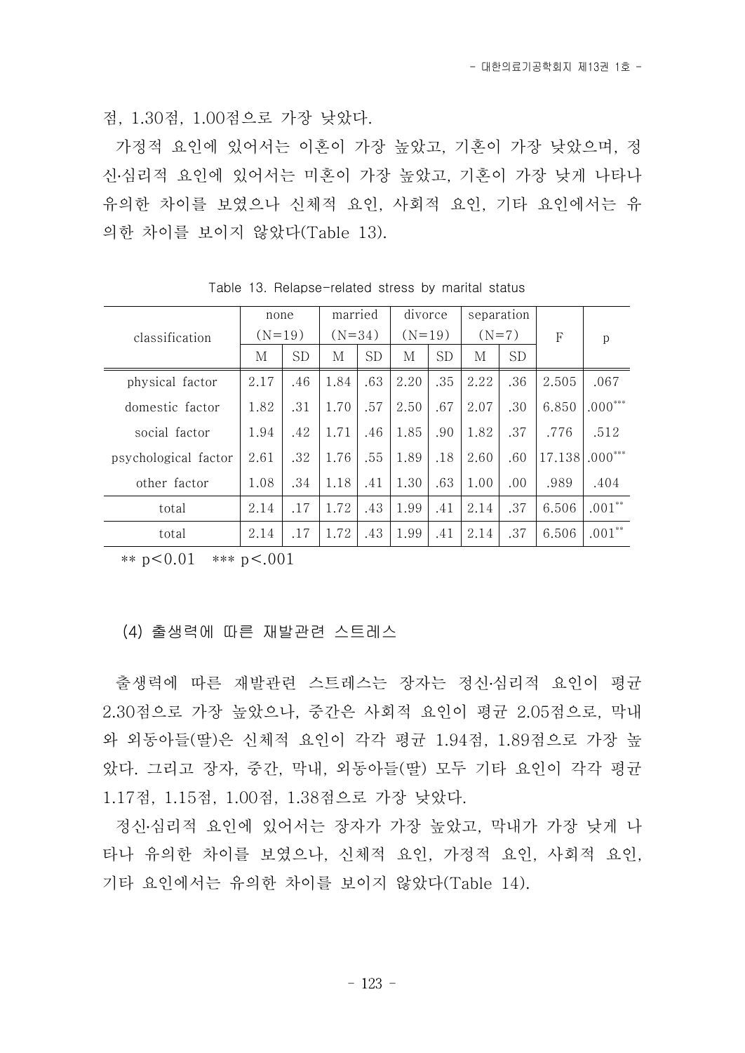점, 1.30점, 1.00점으로 가장 낮았다.

가정적 요인에 있어서는 이혼이 가장 높았고, 기혼이 가장 낮았으며, 정신·심리적 요인에 있어서는 미혼이 가장 높았고, 기혼이 가장 낮게 나타나 유의한 차이를 보였으나 신체적 요인, 사회적 요인, 기타 요인에서는 유의한 차이를 보이지 않았다(Table 13).

Table 13. Relapse-related stress by marital status

| classification | none (N=19) | | married (N=34) | | divorce (N=19) | | separation (N=7) | | F | p |
|---|---|---|---|---|---|---|---|---|---|---|
| | M | SD | M | SD | M | SD | M | SD | | |
| physical factor | 2.17 | .46 | 1.84 | .63 | 2.20 | .35 | 2.22 | .36 | 2.505 | .067 |
| domestic factor | 1.82 | .31 | 1.70 | .57 | 2.50 | .67 | 2.07 | .30 | 6.850 | .000*** |
| social factor | 1.94 | .42 | 1.71 | .46 | 1.85 | .90 | 1.82 | .37 | .776 | .512 |
| psychological factor | 2.61 | .32 | 1.76 | .55 | 1.89 | .18 | 2.60 | .60 | 17.138 | .000*** |
| other factor | 1.08 | .34 | 1.18 | .41 | 1.30 | .63 | 1.00 | .00 | .989 | .404 |
| total | 2.14 | .17 | 1.72 | .43 | 1.99 | .41 | 2.14 | .37 | 6.506 | .001** |
| total | 2.14 | .17 | 1.72 | .43 | 1.99 | .41 | 2.14 | .37 | 6.506 | .001** |

** $p<0.01$ *** $p<.001$

(4) 출생력에 따른 재발관련 스트레스

출생력에 따른 재발관련 스트레스는 장자는 정신·심리적 요인이 평균 2.30점으로 가장 높았으나, 중간은 사회적 요인이 평균 2.05점으로, 막내와 외동아들(딸)은 신체적 요인이 각각 평균 1.94점, 1.89점으로 가장 높았다. 그리고 장자, 중간, 막내, 외동아들(딸) 모두 기타 요인이 각각 평균 1.17점, 1.15점, 1.00점, 1.38점으로 가장 낮았다.

정신·심리적 요인에 있어서는 장자가 가장 높았고, 막내가 가장 낮게 나타나 유의한 차이를 보였으나, 신체적 요인, 가정적 요인, 사회적 요인, 기타 요인에서는 유의한 차이를 보이지 않았다(Table 14).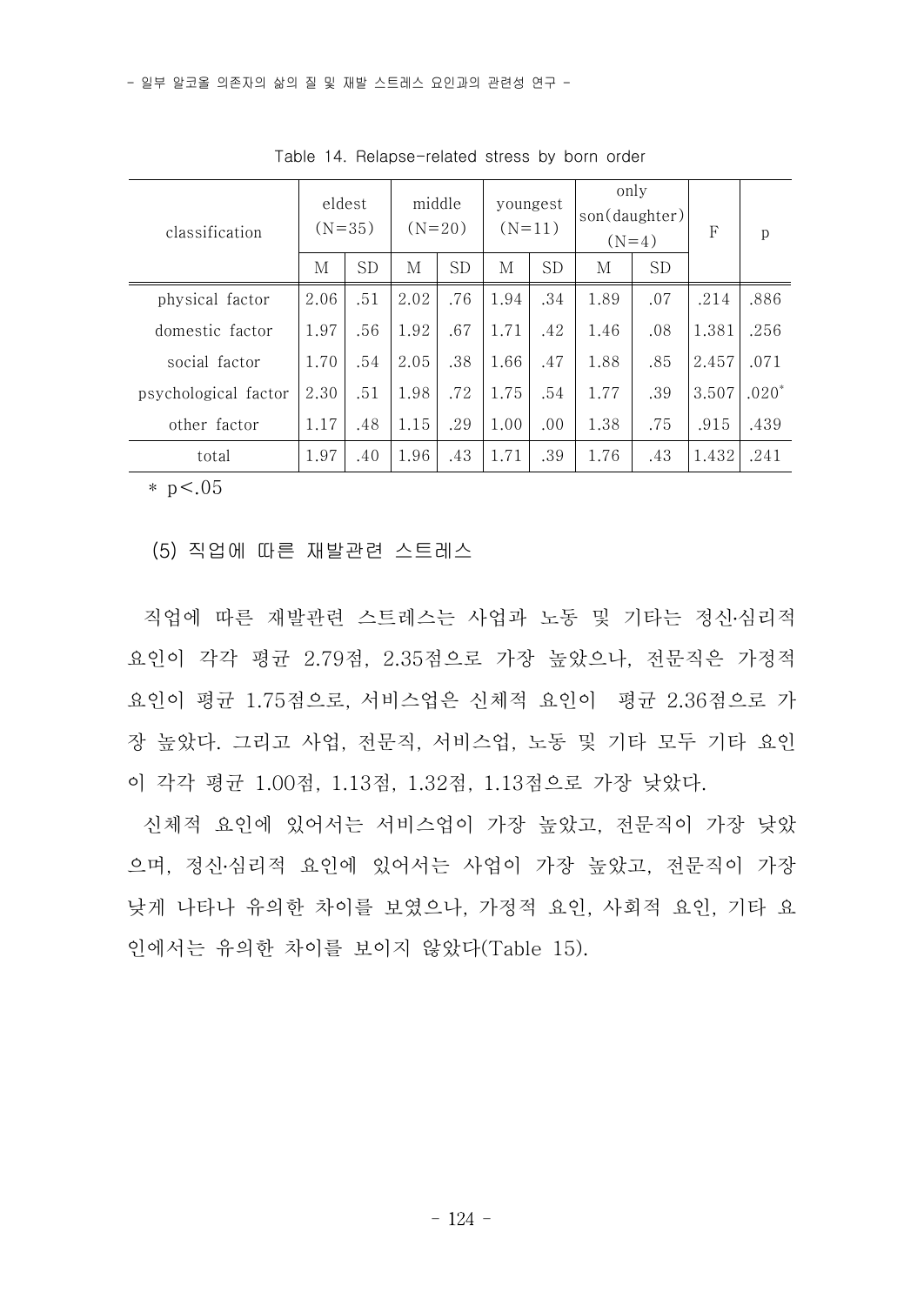Table 14. Relapse-related stress by born order

| classification | eldest (N=35) | | middle (N=20) | | youngest (N=11) | | only son(daughter) (N=4) | | F | p |
|---|---|---|---|---|---|---|---|---|---|---|
| | M | SD | M | SD | M | SD | M | SD | | |
| physical factor | 2.06 | .51 | 2.02 | .76 | 1.94 | .34 | 1.89 | .07 | .214 | .886 |
| domestic factor | 1.97 | .56 | 1.92 | .67 | 1.71 | .42 | 1.46 | .08 | 1.381 | .256 |
| social factor | 1.70 | .54 | 2.05 | .38 | 1.66 | .47 | 1.88 | .85 | 2.457 | .071 |
| psychological factor | 2.30 | .51 | 1.98 | .72 | 1.75 | .54 | 1.77 | .39 | 3.507 | .020* |
| other factor | 1.17 | .48 | 1.15 | .29 | 1.00 | .00 | 1.38 | .75 | .915 | .439 |
| total | 1.97 | .40 | 1.96 | .43 | 1.71 | .39 | 1.76 | .43 | 1.432 | .241 |

* $p<.05$

(5) 직업에 따른 재발관련 스트레스

직업에 따른 재발관련 스트레스는 사업과 노동 및 기타는 정신·심리적 요인이 각각 평균 2.79점, 2.35점으로 가장 높았으나, 전문직은 가정적 요인이 평균 1.75점으로, 서비스업은 신체적 요인이 평균 2.36점으로 가장 높았다. 그리고 사업, 전문직, 서비스업, 노동 및 기타 모두 기타 요인이 각각 평균 1.00점, 1.13점, 1.32점, 1.13점으로 가장 낮았다.

신체적 요인에 있어서는 서비스업이 가장 높았고, 전문직이 가장 낮았으며, 정신·심리적 요인에 있어서는 사업이 가장 높았고, 전문직이 가장 낮게 나타나 유의한 차이를 보였으나, 가정적 요인, 사회적 요인, 기타 요인에서는 유의한 차이를 보이지 않았다(Table 15).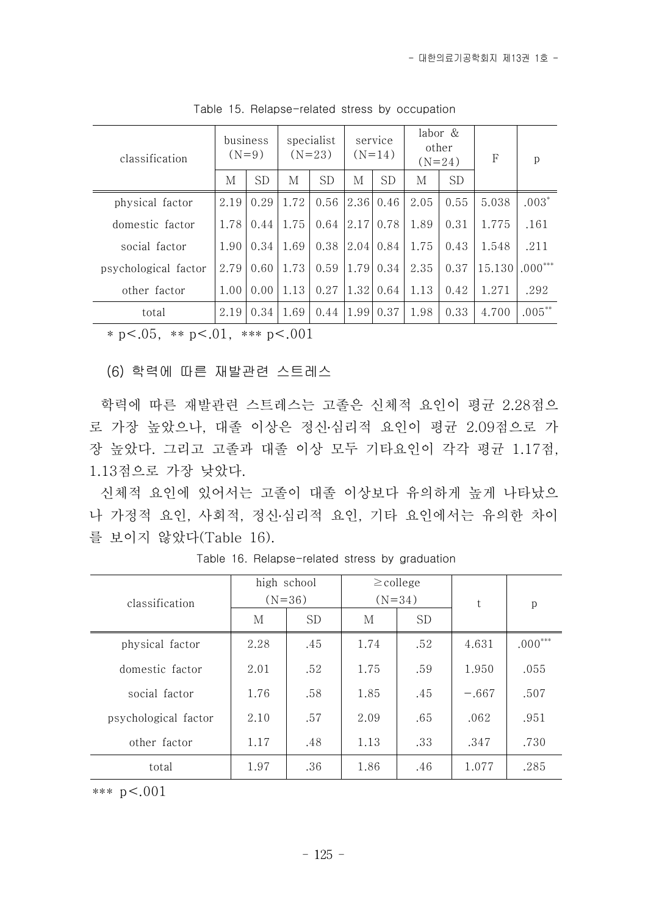Table 15. Relapse-related stress by occupation

| classification | business (N=9) | | specialist (N=23) | | service (N=14) | | labor & other (N=24) | | F | p |
|---|---|---|---|---|---|---|---|---|---|---|
| | M | SD | M | SD | M | SD | M | SD | | |
| physical factor | 2.19 | 0.29 | 1.72 | 0.56 | 2.36 | 0.46 | 2.05 | 0.55 | 5.038 | .003* |
| domestic factor | 1.78 | 0.44 | 1.75 | 0.64 | 2.17 | 0.78 | 1.89 | 0.31 | 1.775 | .161 |
| social factor | 1.90 | 0.34 | 1.69 | 0.38 | 2.04 | 0.84 | 1.75 | 0.43 | 1.548 | .211 |
| psychological factor | 2.79 | 0.60 | 1.73 | 0.59 | 1.79 | 0.34 | 2.35 | 0.37 | 15.130 | .000*** |
| other factor | 1.00 | 0.00 | 1.13 | 0.27 | 1.32 | 0.64 | 1.13 | 0.42 | 1.271 | .292 |
| total | 2.19 | 0.34 | 1.69 | 0.44 | 1.99 | 0.37 | 1.98 | 0.33 | 4.700 | .005** |

* $p<.05$, ** $p<.01$, *** $p<.001$

(6) 학력에 따른 재발관련 스트레스

학력에 따른 재발관련 스트레스는 고졸은 신체적 요인이 평균 2.28점으로 가장 높았으나, 대졸 이상은 정신·심리적 요인이 평균 2.09점으로 가장 높았다. 그리고 고졸과 대졸 이상 모두 기타요인이 각각 평균 1.17점, 1.13점으로 가장 낮았다.

신체적 요인에 있어서는 고졸이 대졸 이상보다 유의하게 높게 나타났으나 가정적 요인, 사회적, 정신·심리적 요인, 기타 요인에서는 유의한 차이를 보이지 않았다(Table 16).

Table 16. Relapse-related stress by graduation

| classification | high school (N=36) | | ≥college (N=34) | | t | p |
|---|---|---|---|---|---|---|
| | M | SD | M | SD | | |
| physical factor | 2.28 | .45 | 1.74 | .52 | 4.631 | .000*** |
| domestic factor | 2.01 | .52 | 1.75 | .59 | 1.950 | .055 |
| social factor | 1.76 | .58 | 1.85 | .45 | −.667 | .507 |
| psychological factor | 2.10 | .57 | 2.09 | .65 | .062 | .951 |
| other factor | 1.17 | .48 | 1.13 | .33 | .347 | .730 |
| total | 1.97 | .36 | 1.86 | .46 | 1.077 | .285 |

*** $p<.001$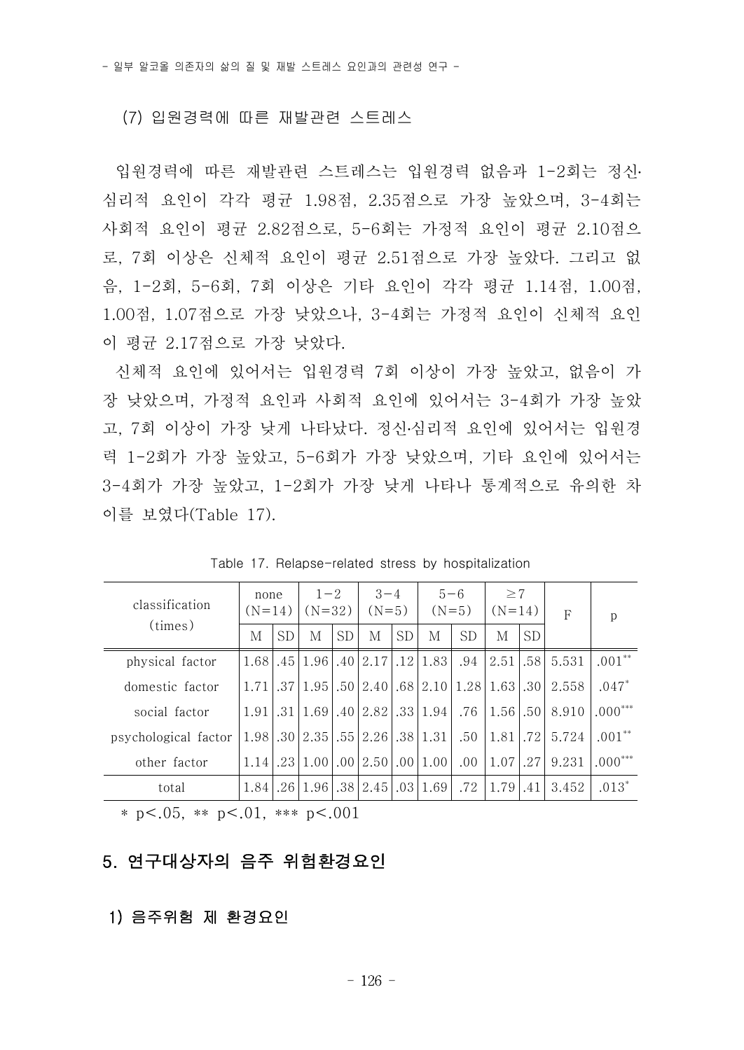### (7) 입원경력에 따른 재발관련 스트레스

입원경력에 따른 재발관련 스트레스는 입원경력 없음과 1-2회는 정신·심리적 요인이 각각 평균 1.98점, 2.35점으로 가장 높았으며, 3-4회는 사회적 요인이 평균 2.82점으로, 5-6회는 가정적 요인이 평균 2.10점으로, 7회 이상은 신체적 요인이 평균 2.51점으로 가장 높았다. 그리고 없음, 1-2회, 5-6회, 7회 이상은 기타 요인이 각각 평균 1.14점, 1.00점, 1.00점, 1.07점으로 가장 낮았으나, 3-4회는 가정적 요인이 신체적 요인이 평균 2.17점으로 가장 낮았다.

신체적 요인에 있어서는 입원경력 7회 이상이 가장 높았고, 없음이 가장 낮았으며, 가정적 요인과 사회적 요인에 있어서는 3-4회가 가장 높았고, 7회 이상이 가장 낮게 나타났다. 정신·심리적 요인에 있어서는 입원경력 1-2회가 가장 높았고, 5-6회가 가장 낮았으며, 기타 요인에 있어서는 3-4회가 가장 높았고, 1-2회가 가장 낮게 나타나 통계적으로 유의한 차이를 보였다(Table 17).

Table 17. Relapse-related stress by hospitalization

| classification (times) | none (N=14) | | 1-2 (N=32) | | 3-4 (N=5) | | 5-6 (N=5) | | ≥7 (N=14) | | F | p |
|---|---|---|---|---|---|---|---|---|---|---|---|---|
| | M | SD | M | SD | M | SD | M | SD | M | SD | | |
| physical factor | 1.68 | .45 | 1.96 | .40 | 2.17 | .12 | 1.83 | .94 | 2.51 | .58 | 5.531 | .001** |
| domestic factor | 1.71 | .37 | 1.95 | .50 | 2.40 | .68 | 2.10 | 1.28 | 1.63 | .30 | 2.558 | .047* |
| social factor | 1.91 | .31 | 1.69 | .40 | 2.82 | .33 | 1.94 | .76 | 1.56 | .50 | 8.910 | .000*** |
| psychological factor | 1.98 | .30 | 2.35 | .55 | 2.26 | .38 | 1.31 | .50 | 1.81 | .72 | 5.724 | .001** |
| other factor | 1.14 | .23 | 1.00 | .00 | 2.50 | .00 | 1.00 | .00 | 1.07 | .27 | 9.231 | .000*** |
| total | 1.84 | .26 | 1.96 | .38 | 2.45 | .03 | 1.69 | .72 | 1.79 | .41 | 3.452 | .013* |

* $p<.05$, ** $p<.01$, *** $p<.001$

## 5. 연구대상자의 음주 위험환경요인

### 1) 음주위험 제 환경요인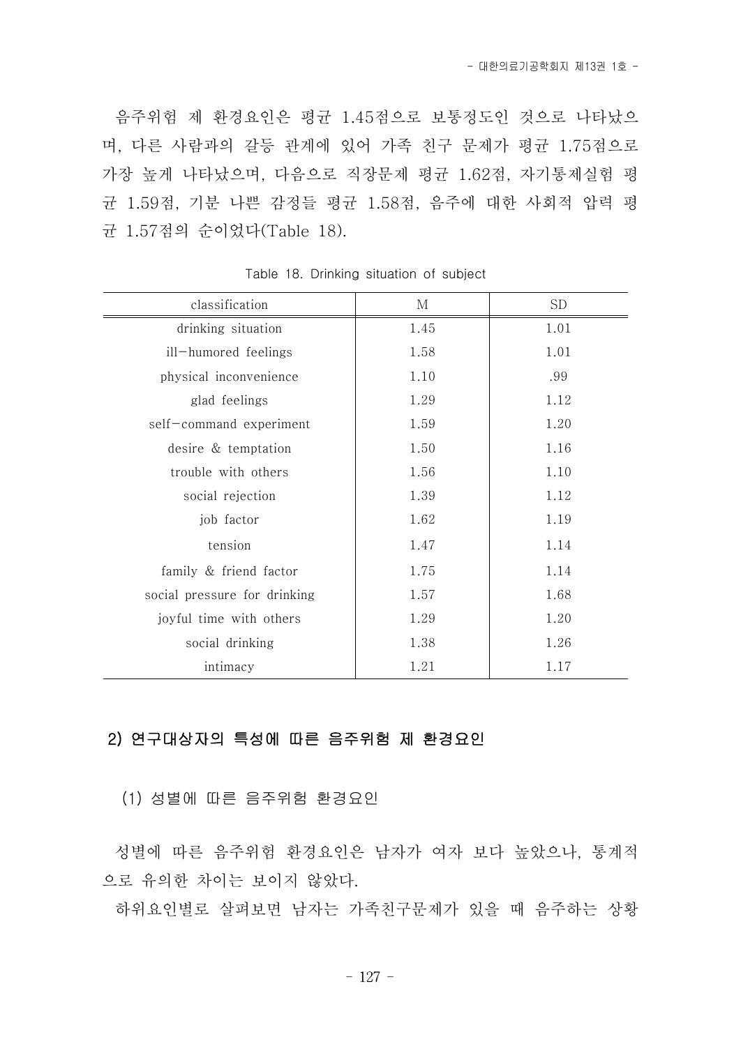음주위험 제 환경요인은 평균 1.45점으로 보통정도인 것으로 나타났으며, 다른 사람과의 갈등 관계에 있어 가족 친구 문제가 평균 1.75점으로 가장 높게 나타났으며, 다음으로 직장문제 평균 1.62점, 자기통제실험 평균 1.59점, 기분 나쁜 감정들 평균 1.58점, 음주에 대한 사회적 압력 평균 1.57점의 순이었다(Table 18).

Table 18. Drinking situation of subject

| classification | M | SD |
|---|---|---|
| drinking situation | 1.45 | 1.01 |
| ill−humored feelings | 1.58 | 1.01 |
| physical inconvenience | 1.10 | .99 |
| glad feelings | 1.29 | 1.12 |
| self−command experiment | 1.59 | 1.20 |
| desire & temptation | 1.50 | 1.16 |
| trouble with others | 1.56 | 1.10 |
| social rejection | 1.39 | 1.12 |
| job factor | 1.62 | 1.19 |
| tension | 1.47 | 1.14 |
| family & friend factor | 1.75 | 1.14 |
| social pressure for drinking | 1.57 | 1.68 |
| joyful time with others | 1.29 | 1.20 |
| social drinking | 1.38 | 1.26 |
| intimacy | 1.21 | 1.17 |

### 2) 연구대상자의 특성에 따른 음주위험 제 환경요인

#### (1) 성별에 따른 음주위험 환경요인

성별에 따른 음주위험 환경요인은 남자가 여자 보다 높았으나, 통계적으로 유의한 차이는 보이지 않았다.

하위요인별로 살펴보면 남자는 가족친구문제가 있을 때 음주하는 상황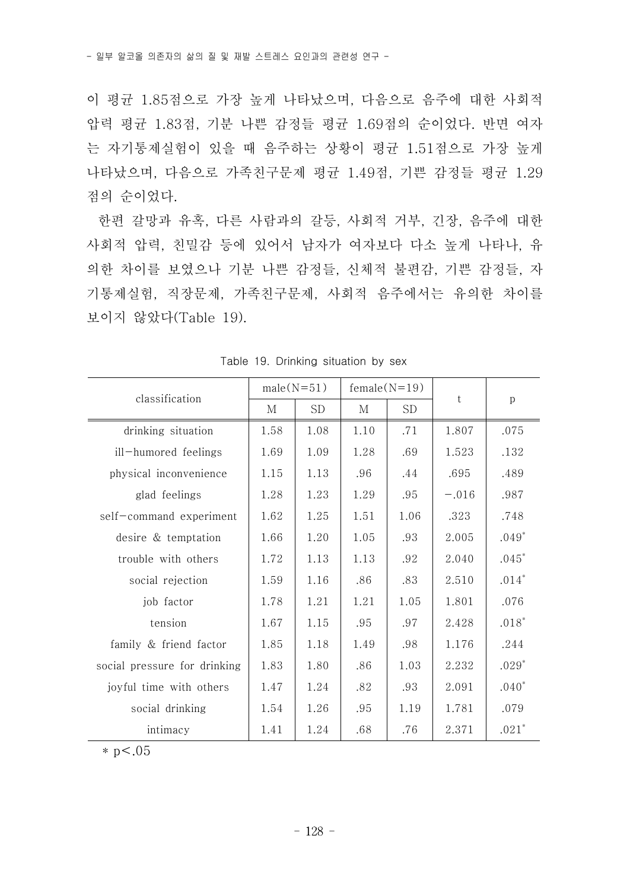이 평균 1.85점으로 가장 높게 나타났으며, 다음으로 음주에 대한 사회적 압력 평균 1.83점, 기분 나쁜 감정들 평균 1.69점의 순이었다. 반면 여자는 자기통제실험이 있을 때 음주하는 상황이 평균 1.51점으로 가장 높게 나타났으며, 다음으로 가족친구문제 평균 1.49점, 기쁜 감정들 평균 1.29점의 순이었다.

한편 갈망과 유혹, 다른 사람과의 갈등, 사회적 거부, 긴장, 음주에 대한 사회적 압력, 친밀감 등에 있어서 남자가 여자보다 다소 높게 나타나, 유의한 차이를 보였으나 기분 나쁜 감정들, 신체적 불편감, 기쁜 감정들, 자기통제실험, 직장문제, 가족친구문제, 사회적 음주에서는 유의한 차이를 보이지 않았다(Table 19).

Table 19. Drinking situation by sex

| classification | male(N=51) | | female(N=19) | | t | p |
|---|---|---|---|---|---|---|
| | M | SD | M | SD | | |
| drinking situation | 1.58 | 1.08 | 1.10 | .71 | 1.807 | .075 |
| ill-humored feelings | 1.69 | 1.09 | 1.28 | .69 | 1.523 | .132 |
| physical inconvenience | 1.15 | 1.13 | .96 | .44 | .695 | .489 |
| glad feelings | 1.28 | 1.23 | 1.29 | .95 | −.016 | .987 |
| self-command experiment | 1.62 | 1.25 | 1.51 | 1.06 | .323 | .748 |
| desire & temptation | 1.66 | 1.20 | 1.05 | .93 | 2.005 | .049* |
| trouble with others | 1.72 | 1.13 | 1.13 | .92 | 2.040 | .045* |
| social rejection | 1.59 | 1.16 | .86 | .83 | 2.510 | .014* |
| job factor | 1.78 | 1.21 | 1.21 | 1.05 | 1.801 | .076 |
| tension | 1.67 | 1.15 | .95 | .97 | 2.428 | .018* |
| family & friend factor | 1.85 | 1.18 | 1.49 | .98 | 1.176 | .244 |
| social pressure for drinking | 1.83 | 1.80 | .86 | 1.03 | 2.232 | .029* |
| joyful time with others | 1.47 | 1.24 | .82 | .93 | 2.091 | .040* |
| social drinking | 1.54 | 1.26 | .95 | 1.19 | 1.781 | .079 |
| intimacy | 1.41 | 1.24 | .68 | .76 | 2.371 | .021* |

* $p < .05$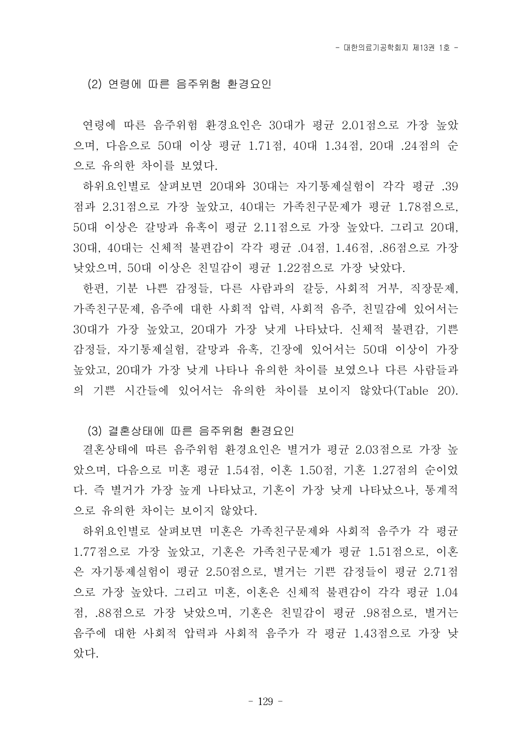(2) 연령에 따른 음주위험 환경요인

연령에 따른 음주위험 환경요인은 30대가 평균 2.01점으로 가장 높았으며, 다음으로 50대 이상 평균 1.71점, 40대 1.34점, 20대 .24점의 순으로 유의한 차이를 보였다.

하위요인별로 살펴보면 20대와 30대는 자기통제실험이 각각 평균 .39점과 2.31점으로 가장 높았고, 40대는 가족친구문제가 평균 1.78점으로, 50대 이상은 갈망과 유혹이 평균 2.11점으로 가장 높았다. 그리고 20대, 30대, 40대는 신체적 불편감이 각각 평균 .04점, 1.46점, .86점으로 가장 낮았으며, 50대 이상은 친밀감이 평균 1.22점으로 가장 낮았다.

한편, 기분 나쁜 감정들, 다른 사람과의 갈등, 사회적 거부, 직장문제, 가족친구문제, 음주에 대한 사회적 압력, 사회적 음주, 친밀감에 있어서는 30대가 가장 높았고, 20대가 가장 낮게 나타났다. 신체적 불편감, 기쁜 감정들, 자기통제실험, 갈망과 유혹, 긴장에 있어서는 50대 이상이 가장 높았고, 20대가 가장 낮게 나타나 유의한 차이를 보였으나 다른 사람들과의 기쁜 시간들에 있어서는 유의한 차이를 보이지 않았다(Table 20).

(3) 결혼상태에 따른 음주위험 환경요인

결혼상태에 따른 음주위험 환경요인은 별거가 평균 2.03점으로 가장 높았으며, 다음으로 미혼 평균 1.54점, 이혼 1.50점, 기혼 1.27점의 순이었다. 즉 별거가 가장 높게 나타났고, 기혼이 가장 낮게 나타났으나, 통계적으로 유의한 차이는 보이지 않았다.

하위요인별로 살펴보면 미혼은 가족친구문제와 사회적 음주가 각 평균 1.77점으로 가장 높았고, 기혼은 가족친구문제가 평균 1.51점으로, 이혼은 자기통제실험이 평균 2.50점으로, 별거는 기쁜 감정들이 평균 2.71점으로 가장 높았다. 그리고 미혼, 이혼은 신체적 불편감이 각각 평균 1.04점, .88점으로 가장 낮았으며, 기혼은 친밀감이 평균 .98점으로, 별거는 음주에 대한 사회적 압력과 사회적 음주가 각 평균 1.43점으로 가장 낮았다.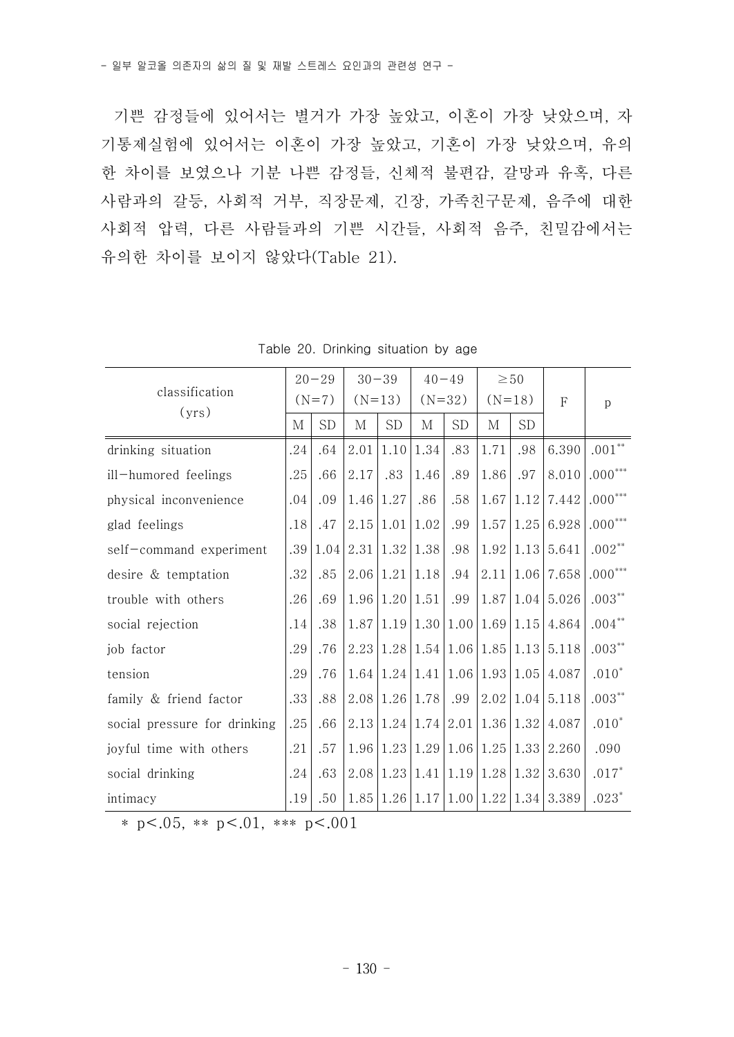기쁜 감정들에 있어서는 별거가 가장 높았고, 이혼이 가장 낮았으며, 자기통제실험에 있어서는 이혼이 가장 높았고, 기혼이 가장 낮았으며, 유의한 차이를 보였으나 기분 나쁜 감정들, 신체적 불편감, 갈망과 유혹, 다른 사람과의 갈등, 사회적 거부, 직장문제, 긴장, 가족친구문제, 음주에 대한 사회적 압력, 다른 사람들과의 기쁜 시간들, 사회적 음주, 친밀감에서는 유의한 차이를 보이지 않았다(Table 21).

Table 20. Drinking situation by age

| classification (yrs) | 20−29 (N=7) | | 30−39 (N=13) | | 40−49 (N=32) | | ≥50 (N=18) | | F | p |
|---|---|---|---|---|---|---|---|---|---|---|
| | M | SD | M | SD | M | SD | M | SD | | |
| drinking situation | .24 | .64 | 2.01 | 1.10 | 1.34 | .83 | 1.71 | .98 | 6.390 | .001** |
| ill−humored feelings | .25 | .66 | 2.17 | .83 | 1.46 | .89 | 1.86 | .97 | 8.010 | .000*** |
| physical inconvenience | .04 | .09 | 1.46 | 1.27 | .86 | .58 | 1.67 | 1.12 | 7.442 | .000*** |
| glad feelings | .18 | .47 | 2.15 | 1.01 | 1.02 | .99 | 1.57 | 1.25 | 6.928 | .000*** |
| self−command experiment | .39 | 1.04 | 2.31 | 1.32 | 1.38 | .98 | 1.92 | 1.13 | 5.641 | .002** |
| desire & temptation | .32 | .85 | 2.06 | 1.21 | 1.18 | .94 | 2.11 | 1.06 | 7.658 | .000*** |
| trouble with others | .26 | .69 | 1.96 | 1.20 | 1.51 | .99 | 1.87 | 1.04 | 5.026 | .003** |
| social rejection | .14 | .38 | 1.87 | 1.19 | 1.30 | 1.00 | 1.69 | 1.15 | 4.864 | .004** |
| job factor | .29 | .76 | 2.23 | 1.28 | 1.54 | 1.06 | 1.85 | 1.13 | 5.118 | .003** |
| tension | .29 | .76 | 1.64 | 1.24 | 1.41 | 1.06 | 1.93 | 1.05 | 4.087 | .010* |
| family & friend factor | .33 | .88 | 2.08 | 1.26 | 1.78 | .99 | 2.02 | 1.04 | 5.118 | .003** |
| social pressure for drinking | .25 | .66 | 2.13 | 1.24 | 1.74 | 2.01 | 1.36 | 1.32 | 4.087 | .010* |
| joyful time with others | .21 | .57 | 1.96 | 1.23 | 1.29 | 1.06 | 1.25 | 1.33 | 2.260 | .090 |
| social drinking | .24 | .63 | 2.08 | 1.23 | 1.41 | 1.19 | 1.28 | 1.32 | 3.630 | .017* |
| intimacy | .19 | .50 | 1.85 | 1.26 | 1.17 | 1.00 | 1.22 | 1.34 | 3.389 | .023* |

* $p<.05$, ** $p<.01$, *** $p<.001$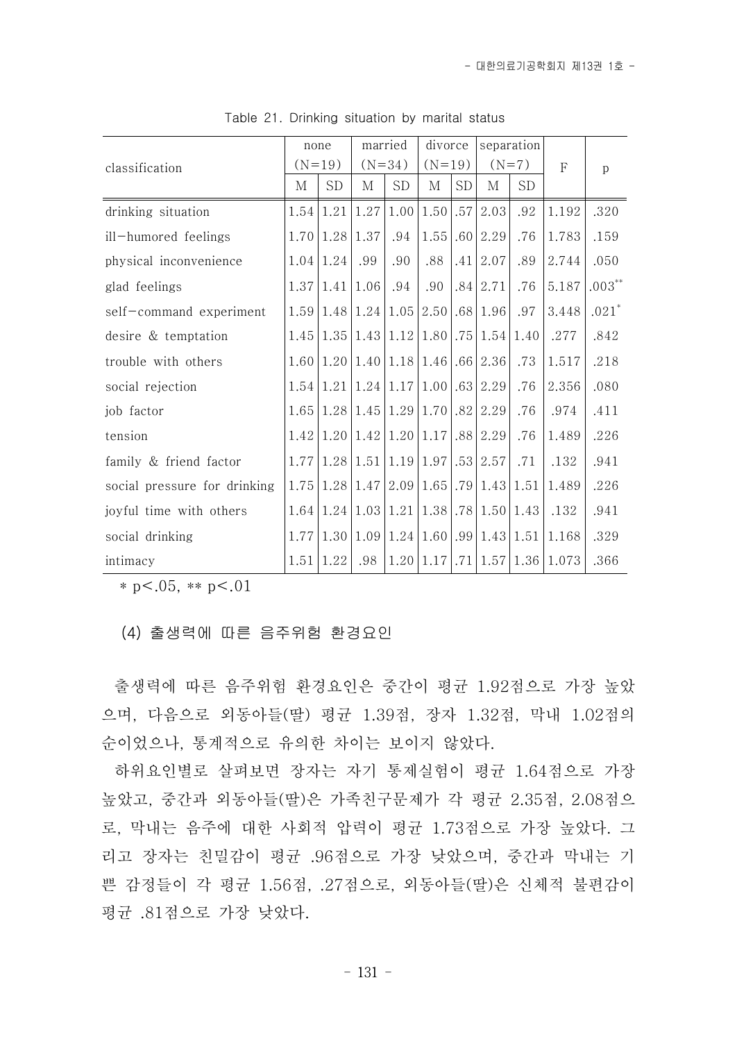Table 21. Drinking situation by marital status

| classification | none (N=19) | | married (N=34) | | divorce (N=19) | | separation (N=7) | | F | p |
|---|---|---|---|---|---|---|---|---|---|---|
| | M | SD | M | SD | M | SD | M | SD | | |
| drinking situation | 1.54 | 1.21 | 1.27 | 1.00 | 1.50 | .57 | 2.03 | .92 | 1.192 | .320 |
| ill-humored feelings | 1.70 | 1.28 | 1.37 | .94 | 1.55 | .60 | 2.29 | .76 | 1.783 | .159 |
| physical inconvenience | 1.04 | 1.24 | .99 | .90 | .88 | .41 | 2.07 | .89 | 2.744 | .050 |
| glad feelings | 1.37 | 1.41 | 1.06 | .94 | .90 | .84 | 2.71 | .76 | 5.187 | .003** |
| self-command experiment | 1.59 | 1.48 | 1.24 | 1.05 | 2.50 | .68 | 1.96 | .97 | 3.448 | .021* |
| desire & temptation | 1.45 | 1.35 | 1.43 | 1.12 | 1.80 | .75 | 1.54 | 1.40 | .277 | .842 |
| trouble with others | 1.60 | 1.20 | 1.40 | 1.18 | 1.46 | .66 | 2.36 | .73 | 1.517 | .218 |
| social rejection | 1.54 | 1.21 | 1.24 | 1.17 | 1.00 | .63 | 2.29 | .76 | 2.356 | .080 |
| job factor | 1.65 | 1.28 | 1.45 | 1.29 | 1.70 | .82 | 2.29 | .76 | .974 | .411 |
| tension | 1.42 | 1.20 | 1.42 | 1.20 | 1.17 | .88 | 2.29 | .76 | 1.489 | .226 |
| family & friend factor | 1.77 | 1.28 | 1.51 | 1.19 | 1.97 | .53 | 2.57 | .71 | .132 | .941 |
| social pressure for drinking | 1.75 | 1.28 | 1.47 | 2.09 | 1.65 | .79 | 1.43 | 1.51 | 1.489 | .226 |
| joyful time with others | 1.64 | 1.24 | 1.03 | 1.21 | 1.38 | .78 | 1.50 | 1.43 | .132 | .941 |
| social drinking | 1.77 | 1.30 | 1.09 | 1.24 | 1.60 | .99 | 1.43 | 1.51 | 1.168 | .329 |
| intimacy | 1.51 | 1.22 | .98 | 1.20 | 1.17 | .71 | 1.57 | 1.36 | 1.073 | .366 |

* $p<.05$, ** $p<.01$

### (4) 출생력에 따른 음주위험 환경요인

출생력에 따른 음주위험 환경요인은 중간이 평균 1.92점으로 가장 높았으며, 다음으로 외동아들(딸) 평균 1.39점, 장자 1.32점, 막내 1.02점의 순이었으나, 통계적으로 유의한 차이는 보이지 않았다.

하위요인별로 살펴보면 장자는 자기 통제실험이 평균 1.64점으로 가장 높았고, 중간과 외동아들(딸)은 가족친구문제가 각 평균 2.35점, 2.08점으로, 막내는 음주에 대한 사회적 압력이 평균 1.73점으로 가장 높았다. 그리고 장자는 친밀감이 평균 .96점으로 가장 낮았으며, 중간과 막내는 기쁜 감정들이 각 평균 1.56점, .27점으로, 외동아들(딸)은 신체적 불편감이 평균 .81점으로 가장 낮았다.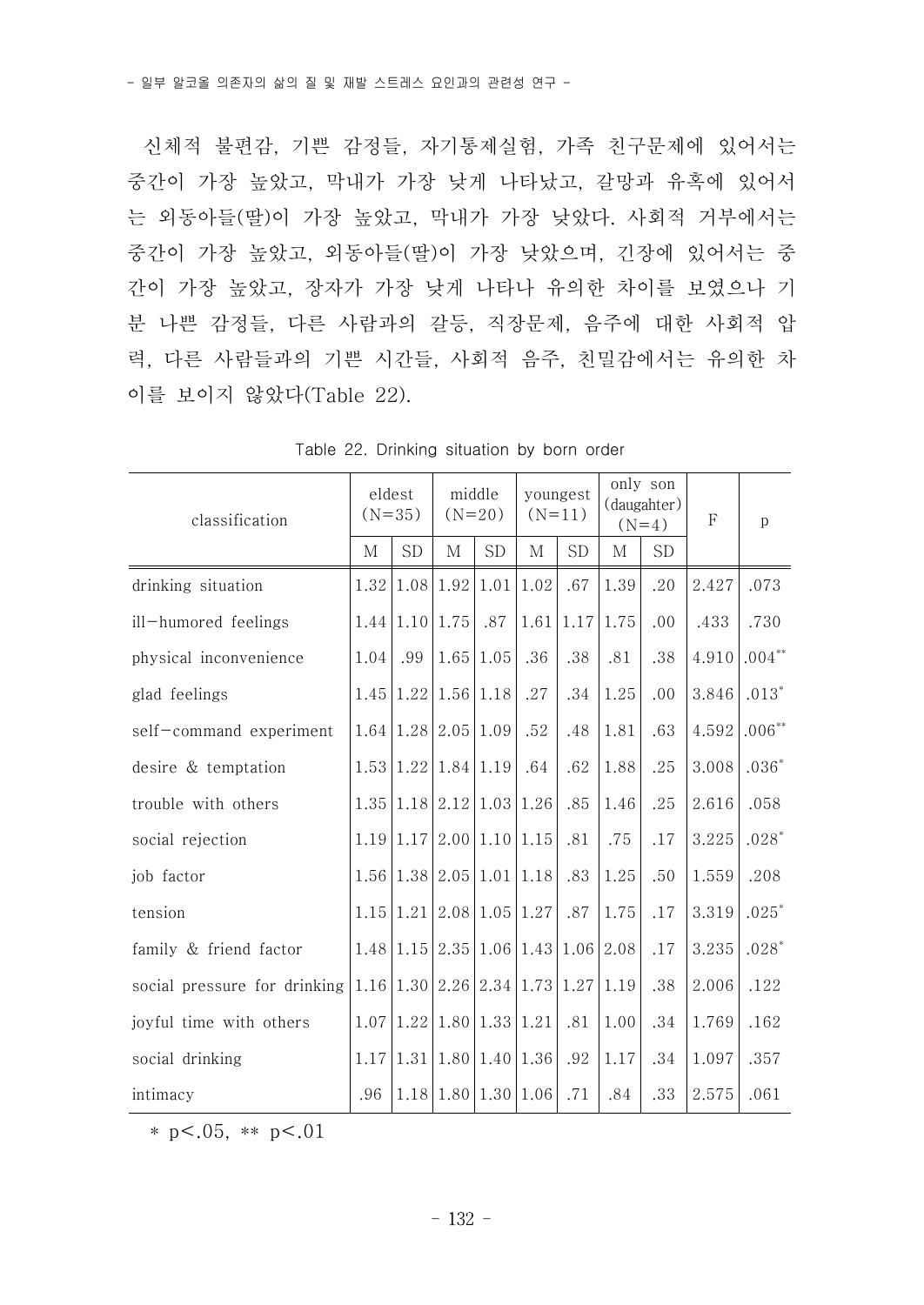신체적 불편감, 기쁜 감정들, 자기통제실험, 가족 친구문제에 있어서는 중간이 가장 높았고, 막내가 가장 낮게 나타났고, 갈망과 유혹에 있어서는 외동아들(딸)이 가장 높았고, 막내가 가장 낮았다. 사회적 거부에서는 중간이 가장 높았고, 외동아들(딸)이 가장 낮았으며, 긴장에 있어서는 중간이 가장 높았고, 장자가 가장 낮게 나타나 유의한 차이를 보였으나 기분 나쁜 감정들, 다른 사람과의 갈등, 직장문제, 음주에 대한 사회적 압력, 다른 사람들과의 기쁜 시간들, 사회적 음주, 친밀감에서는 유의한 차이를 보이지 않았다(Table 22).

Table 22. Drinking situation by born order

| classification | eldest (N=35) | | middle (N=20) | | youngest (N=11) | | only son (daugahter) (N=4) | | F | p |
|---|---|---|---|---|---|---|---|---|---|---|
| | M | SD | M | SD | M | SD | M | SD | | |
| drinking situation | 1.32 | 1.08 | 1.92 | 1.01 | 1.02 | .67 | 1.39 | .20 | 2.427 | .073 |
| ill-humored feelings | 1.44 | 1.10 | 1.75 | .87 | 1.61 | 1.17 | 1.75 | .00 | .433 | .730 |
| physical inconvenience | 1.04 | .99 | 1.65 | 1.05 | .36 | .38 | .81 | .38 | 4.910 | .004** |
| glad feelings | 1.45 | 1.22 | 1.56 | 1.18 | .27 | .34 | 1.25 | .00 | 3.846 | .013* |
| self-command experiment | 1.64 | 1.28 | 2.05 | 1.09 | .52 | .48 | 1.81 | .63 | 4.592 | .006** |
| desire & temptation | 1.53 | 1.22 | 1.84 | 1.19 | .64 | .62 | 1.88 | .25 | 3.008 | .036* |
| trouble with others | 1.35 | 1.18 | 2.12 | 1.03 | 1.26 | .85 | 1.46 | .25 | 2.616 | .058 |
| social rejection | 1.19 | 1.17 | 2.00 | 1.10 | 1.15 | .81 | .75 | .17 | 3.225 | .028* |
| job factor | 1.56 | 1.38 | 2.05 | 1.01 | 1.18 | .83 | 1.25 | .50 | 1.559 | .208 |
| tension | 1.15 | 1.21 | 2.08 | 1.05 | 1.27 | .87 | 1.75 | .17 | 3.319 | .025* |
| family & friend factor | 1.48 | 1.15 | 2.35 | 1.06 | 1.43 | 1.06 | 2.08 | .17 | 3.235 | .028* |
| social pressure for drinking | 1.16 | 1.30 | 2.26 | 2.34 | 1.73 | 1.27 | 1.19 | .38 | 2.006 | .122 |
| joyful time with others | 1.07 | 1.22 | 1.80 | 1.33 | 1.21 | .81 | 1.00 | .34 | 1.769 | .162 |
| social drinking | 1.17 | 1.31 | 1.80 | 1.40 | 1.36 | .92 | 1.17 | .34 | 1.097 | .357 |
| intimacy | .96 | 1.18 | 1.80 | 1.30 | 1.06 | .71 | .84 | .33 | 2.575 | .061 |

* $p<.05$, ** $p<.01$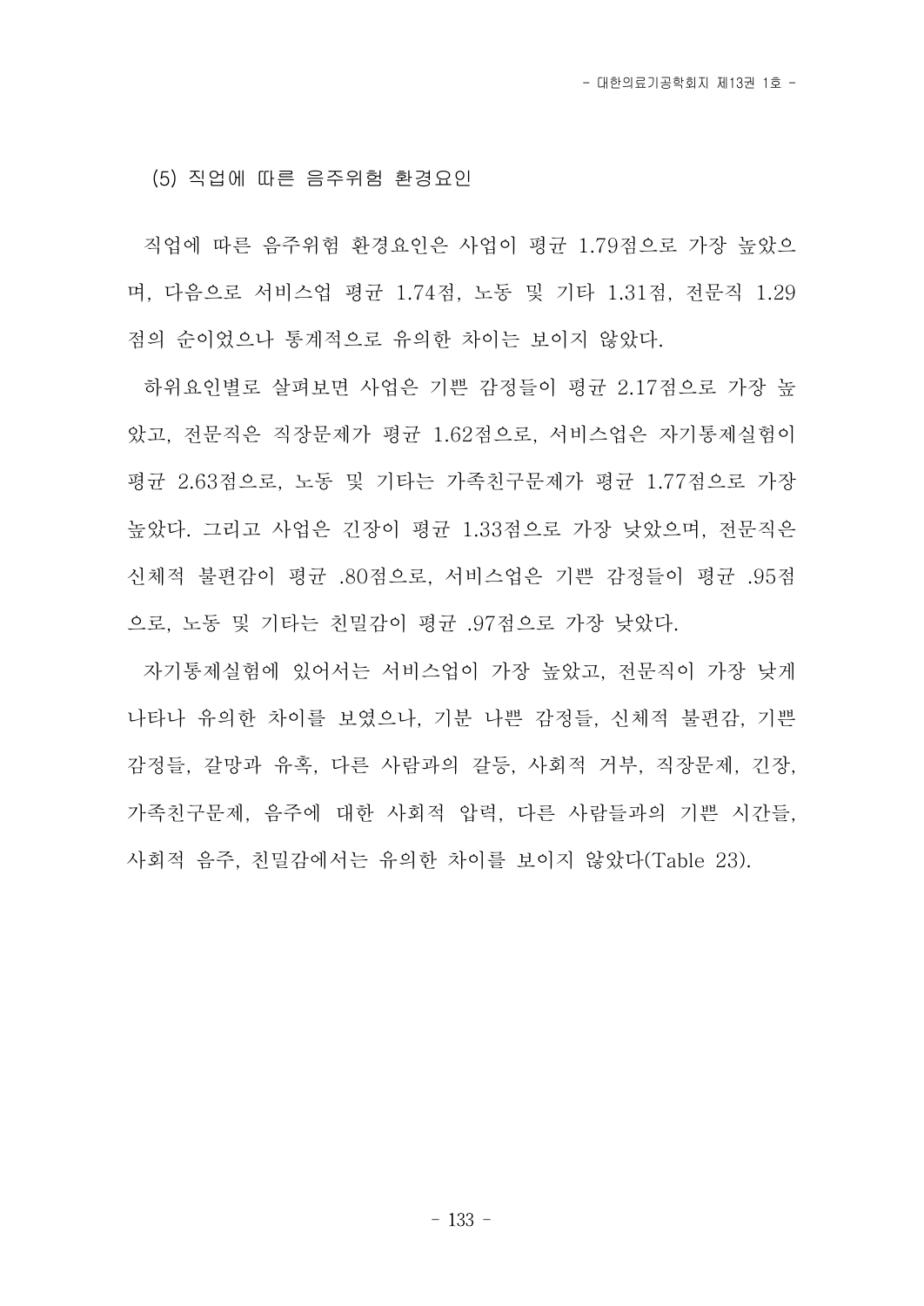### (5) 직업에 따른 음주위험 환경요인

직업에 따른 음주위험 환경요인은 사업이 평균 1.79점으로 가장 높았으며, 다음으로 서비스업 평균 1.74점, 노동 및 기타 1.31점, 전문직 1.29점의 순이었으나 통계적으로 유의한 차이는 보이지 않았다.

하위요인별로 살펴보면 사업은 기쁜 감정들이 평균 2.17점으로 가장 높았고, 전문직은 직장문제가 평균 1.62점으로, 서비스업은 자기통제실험이 평균 2.63점으로, 노동 및 기타는 가족친구문제가 평균 1.77점으로 가장 높았다. 그리고 사업은 긴장이 평균 1.33점으로 가장 낮았으며, 전문직은 신체적 불편감이 평균 .80점으로, 서비스업은 기쁜 감정들이 평균 .95점으로, 노동 및 기타는 친밀감이 평균 .97점으로 가장 낮았다.

자기통제실험에 있어서는 서비스업이 가장 높았고, 전문직이 가장 낮게 나타나 유의한 차이를 보였으나, 기분 나쁜 감정들, 신체적 불편감, 기쁜 감정들, 갈망과 유혹, 다른 사람과의 갈등, 사회적 거부, 직장문제, 긴장, 가족친구문제, 음주에 대한 사회적 압력, 다른 사람들과의 기쁜 시간들, 사회적 음주, 친밀감에서는 유의한 차이를 보이지 않았다(Table 23).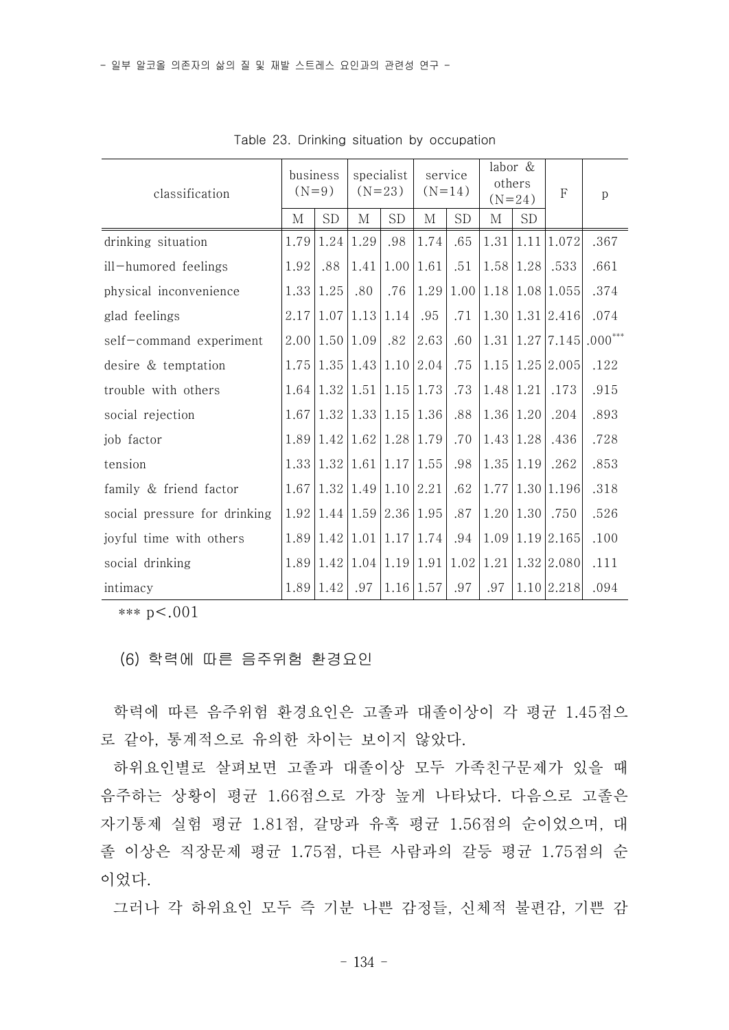Table 23. Drinking situation by occupation

| classification | business (N=9) | | specialist (N=23) | | service (N=14) | | labor & others (N=24) | | F | p |
|---|---|---|---|---|---|---|---|---|---|---|
| | M | SD | M | SD | M | SD | M | SD | | |
| drinking situation | 1.79 | 1.24 | 1.29 | .98 | 1.74 | .65 | 1.31 | 1.11 | 1.072 | .367 |
| ill-humored feelings | 1.92 | .88 | 1.41 | 1.00 | 1.61 | .51 | 1.58 | 1.28 | .533 | .661 |
| physical inconvenience | 1.33 | 1.25 | .80 | .76 | 1.29 | 1.00 | 1.18 | 1.08 | 1.055 | .374 |
| glad feelings | 2.17 | 1.07 | 1.13 | 1.14 | .95 | .71 | 1.30 | 1.31 | 2.416 | .074 |
| self-command experiment | 2.00 | 1.50 | 1.09 | .82 | 2.63 | .60 | 1.31 | 1.27 | 7.145 | .000*** |
| desire & temptation | 1.75 | 1.35 | 1.43 | 1.10 | 2.04 | .75 | 1.15 | 1.25 | 2.005 | .122 |
| trouble with others | 1.64 | 1.32 | 1.51 | 1.15 | 1.73 | .73 | 1.48 | 1.21 | .173 | .915 |
| social rejection | 1.67 | 1.32 | 1.33 | 1.15 | 1.36 | .88 | 1.36 | 1.20 | .204 | .893 |
| job factor | 1.89 | 1.42 | 1.62 | 1.28 | 1.79 | .70 | 1.43 | 1.28 | .436 | .728 |
| tension | 1.33 | 1.32 | 1.61 | 1.17 | 1.55 | .98 | 1.35 | 1.19 | .262 | .853 |
| family & friend factor | 1.67 | 1.32 | 1.49 | 1.10 | 2.21 | .62 | 1.77 | 1.30 | 1.196 | .318 |
| social pressure for drinking | 1.92 | 1.44 | 1.59 | 2.36 | 1.95 | .87 | 1.20 | 1.30 | .750 | .526 |
| joyful time with others | 1.89 | 1.42 | 1.01 | 1.17 | 1.74 | .94 | 1.09 | 1.19 | 2.165 | .100 |
| social drinking | 1.89 | 1.42 | 1.04 | 1.19 | 1.91 | 1.02 | 1.21 | 1.32 | 2.080 | .111 |
| intimacy | 1.89 | 1.42 | .97 | 1.16 | 1.57 | .97 | .97 | 1.10 | 2.218 | .094 |

*** $p<.001$

(6) 학력에 따른 음주위험 환경요인

학력에 따른 음주위험 환경요인은 고졸과 대졸이상이 각 평균 1.45점으로 같아, 통계적으로 유의한 차이는 보이지 않았다.

하위요인별로 살펴보면 고졸과 대졸이상 모두 가족친구문제가 있을 때 음주하는 상황이 평균 1.66점으로 가장 높게 나타났다. 다음으로 고졸은 자기통제 실험 평균 1.81점, 갈망과 유혹 평균 1.56점의 순이었으며, 대졸 이상은 직장문제 평균 1.75점, 다른 사람과의 갈등 평균 1.75점의 순이었다.

그러나 각 하위요인 모두 즉 기분 나쁜 감정들, 신체적 불편감, 기쁜 감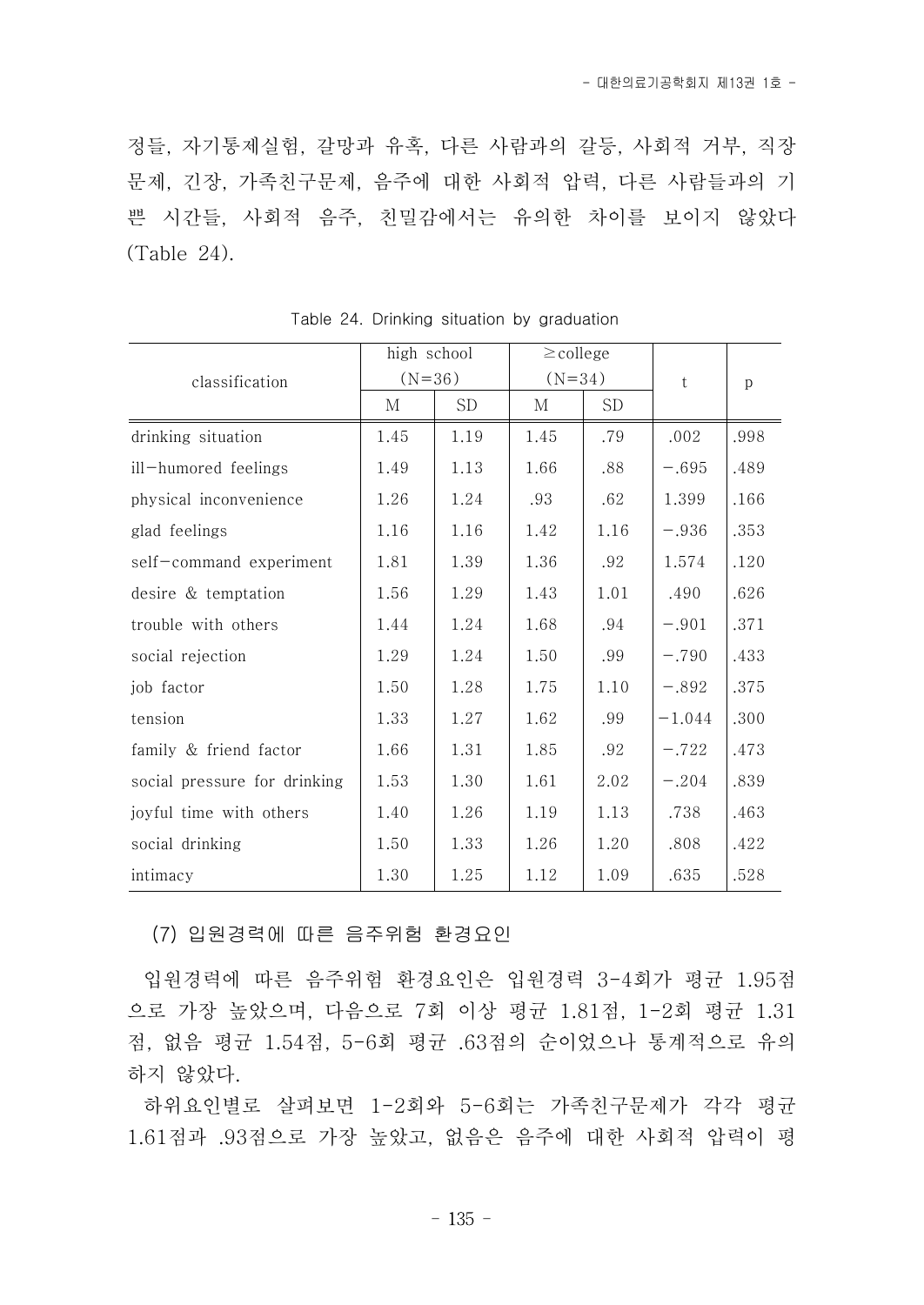정들, 자기통제실험, 갈망과 유혹, 다른 사람과의 갈등, 사회적 거부, 직장문제, 긴장, 가족친구문제, 음주에 대한 사회적 압력, 다른 사람들과의 기쁜 시간들, 사회적 음주, 친밀감에서는 유의한 차이를 보이지 않았다(Table 24).

Table 24. Drinking situation by graduation

| classification | high school (N=36) | | ≥college (N=34) | | t | p |
|---|---|---|---|---|---|---|
| | M | SD | M | SD | | |
| drinking situation | 1.45 | 1.19 | 1.45 | .79 | .002 | .998 |
| ill-humored feelings | 1.49 | 1.13 | 1.66 | .88 | -.695 | .489 |
| physical inconvenience | 1.26 | 1.24 | .93 | .62 | 1.399 | .166 |
| glad feelings | 1.16 | 1.16 | 1.42 | 1.16 | -.936 | .353 |
| self-command experiment | 1.81 | 1.39 | 1.36 | .92 | 1.574 | .120 |
| desire & temptation | 1.56 | 1.29 | 1.43 | 1.01 | .490 | .626 |
| trouble with others | 1.44 | 1.24 | 1.68 | .94 | -.901 | .371 |
| social rejection | 1.29 | 1.24 | 1.50 | .99 | -.790 | .433 |
| job factor | 1.50 | 1.28 | 1.75 | 1.10 | -.892 | .375 |
| tension | 1.33 | 1.27 | 1.62 | .99 | -1.044 | .300 |
| family & friend factor | 1.66 | 1.31 | 1.85 | .92 | -.722 | .473 |
| social pressure for drinking | 1.53 | 1.30 | 1.61 | 2.02 | -.204 | .839 |
| joyful time with others | 1.40 | 1.26 | 1.19 | 1.13 | .738 | .463 |
| social drinking | 1.50 | 1.33 | 1.26 | 1.20 | .808 | .422 |
| intimacy | 1.30 | 1.25 | 1.12 | 1.09 | .635 | .528 |

(7) 입원경력에 따른 음주위험 환경요인

입원경력에 따른 음주위험 환경요인은 입원경력 3-4회가 평균 1.95점으로 가장 높았으며, 다음으로 7회 이상 평균 1.81점, 1-2회 평균 1.31점, 없음 평균 1.54점, 5-6회 평균 .63점의 순이었으나 통계적으로 유의하지 않았다.

하위요인별로 살펴보면 1-2회와 5-6회는 가족친구문제가 각각 평균 1.61점과 .93점으로 가장 높았고, 없음은 음주에 대한 사회적 압력이 평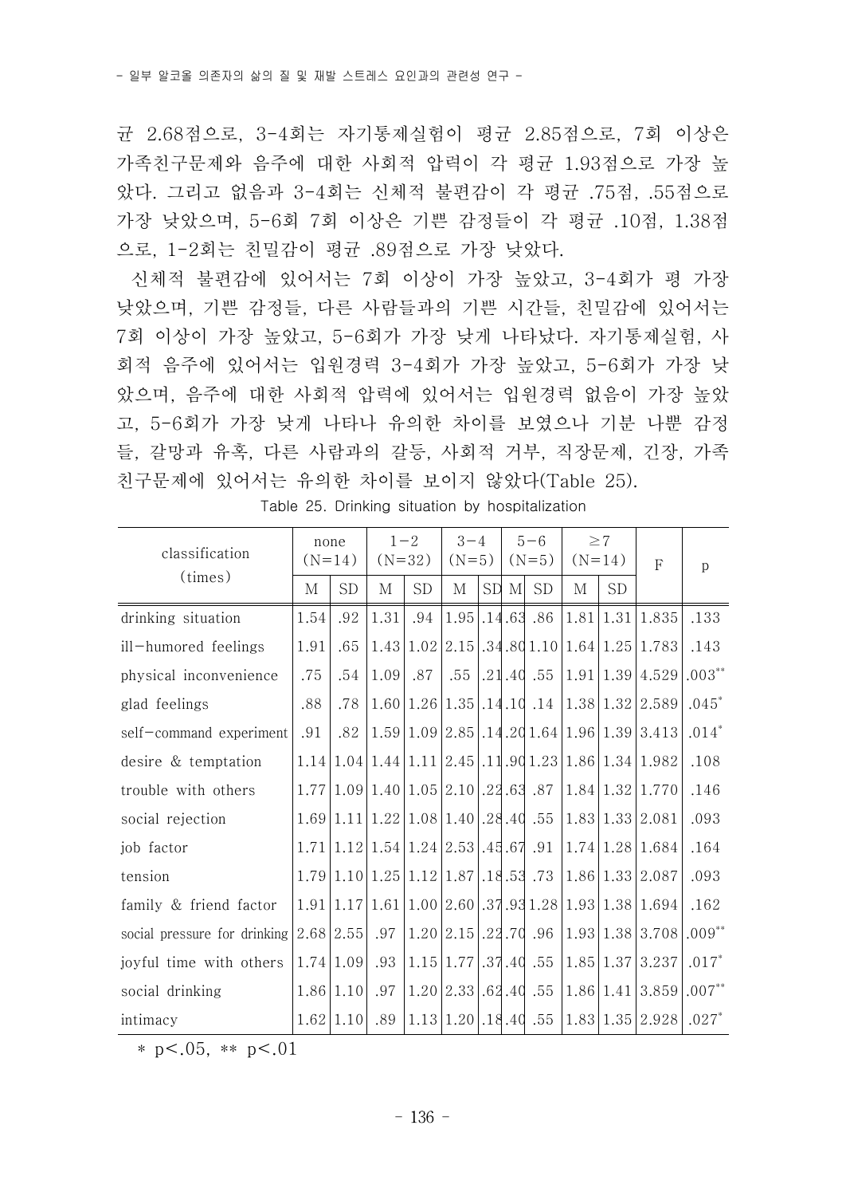균 2.68점으로, 3-4회는 자기통제실험이 평균 2.85점으로, 7회 이상은 가족친구문제와 음주에 대한 사회적 압력이 각 평균 1.93점으로 가장 높았다. 그리고 없음과 3-4회는 신체적 불편감이 각 평균 .75점, .55점으로 가장 낮았으며, 5-6회 7회 이상은 기쁜 감정들이 각 평균 .10점, 1.38점으로, 1-2회는 친밀감이 평균 .89점으로 가장 낮았다.

신체적 불편감에 있어서는 7회 이상이 가장 높았고, 3-4회가 평 가장 낮았으며, 기쁜 감정들, 다른 사람들과의 기쁜 시간들, 친밀감에 있어서는 7회 이상이 가장 높았고, 5-6회가 가장 낮게 나타났다. 자기통제실험, 사회적 음주에 있어서는 입원경력 3-4회가 가장 높았고, 5-6회가 가장 낮았으며, 음주에 대한 사회적 압력에 있어서는 입원경력 없음이 가장 높았고, 5-6회가 가장 낮게 나타나 유의한 차이를 보였으나 기분 나쁜 감정들, 갈망과 유혹, 다른 사람과의 갈등, 사회적 거부, 직장문제, 긴장, 가족친구문제에 있어서는 유의한 차이를 보이지 않았다(Table 25).

Table 25. Drinking situation by hospitalization

| classification (times) | none (N=14) | | 1-2 (N=32) | | 3-4 (N=5) | | 5-6 (N=5) | | ≥7 (N=14) | | F | p |
|---|---|---|---|---|---|---|---|---|---|---|---|---|
| | M | SD | M | SD | M | SD | M | SD | M | SD | | |
| drinking situation | 1.54 | .92 | 1.31 | .94 | 1.95 | .14 | .63 | .86 | 1.81 | 1.31 | 1.835 | .133 |
| ill-humored feelings | 1.91 | .65 | 1.43 | 1.02 | 2.15 | .34 | .80 | 1.10 | 1.64 | 1.25 | 1.783 | .143 |
| physical inconvenience | .75 | .54 | 1.09 | .87 | .55 | .21 | .40 | .55 | 1.91 | 1.39 | 4.529 | .003** |
| glad feelings | .88 | .78 | 1.60 | 1.26 | 1.35 | .14 | .10 | .14 | 1.38 | 1.32 | 2.589 | .045* |
| self-command experiment | .91 | .82 | 1.59 | 1.09 | 2.85 | .14 | .20 | 1.64 | 1.96 | 1.39 | 3.413 | .014* |
| desire & temptation | 1.14 | 1.04 | 1.44 | 1.11 | 2.45 | .11 | .90 | 1.23 | 1.86 | 1.34 | 1.982 | .108 |
| trouble with others | 1.77 | 1.09 | 1.40 | 1.05 | 2.10 | .22 | .63 | .87 | 1.84 | 1.32 | 1.770 | .146 |
| social rejection | 1.69 | 1.11 | 1.22 | 1.08 | 1.40 | .28 | .40 | .55 | 1.83 | 1.33 | 2.081 | .093 |
| job factor | 1.71 | 1.12 | 1.54 | 1.24 | 2.53 | .45 | .67 | .91 | 1.74 | 1.28 | 1.684 | .164 |
| tension | 1.79 | 1.10 | 1.25 | 1.12 | 1.87 | .18 | .53 | .73 | 1.86 | 1.33 | 2.087 | .093 |
| family & friend factor | 1.91 | 1.17 | 1.61 | 1.00 | 2.60 | .37 | .93 | 1.28 | 1.93 | 1.38 | 1.694 | .162 |
| social pressure for drinking | 2.68 | 2.55 | .97 | 1.20 | 2.15 | .22 | .70 | .96 | 1.93 | 1.38 | 3.708 | .009** |
| joyful time with others | 1.74 | 1.09 | .93 | 1.15 | 1.77 | .37 | .40 | .55 | 1.85 | 1.37 | 3.237 | .017* |
| social drinking | 1.86 | 1.10 | .97 | 1.20 | 2.33 | .62 | .40 | .55 | 1.86 | 1.41 | 3.859 | .007** |
| intimacy | 1.62 | 1.10 | .89 | 1.13 | 1.20 | .18 | .40 | .55 | 1.83 | 1.35 | 2.928 | .027* |

* p<.05, ** p<.01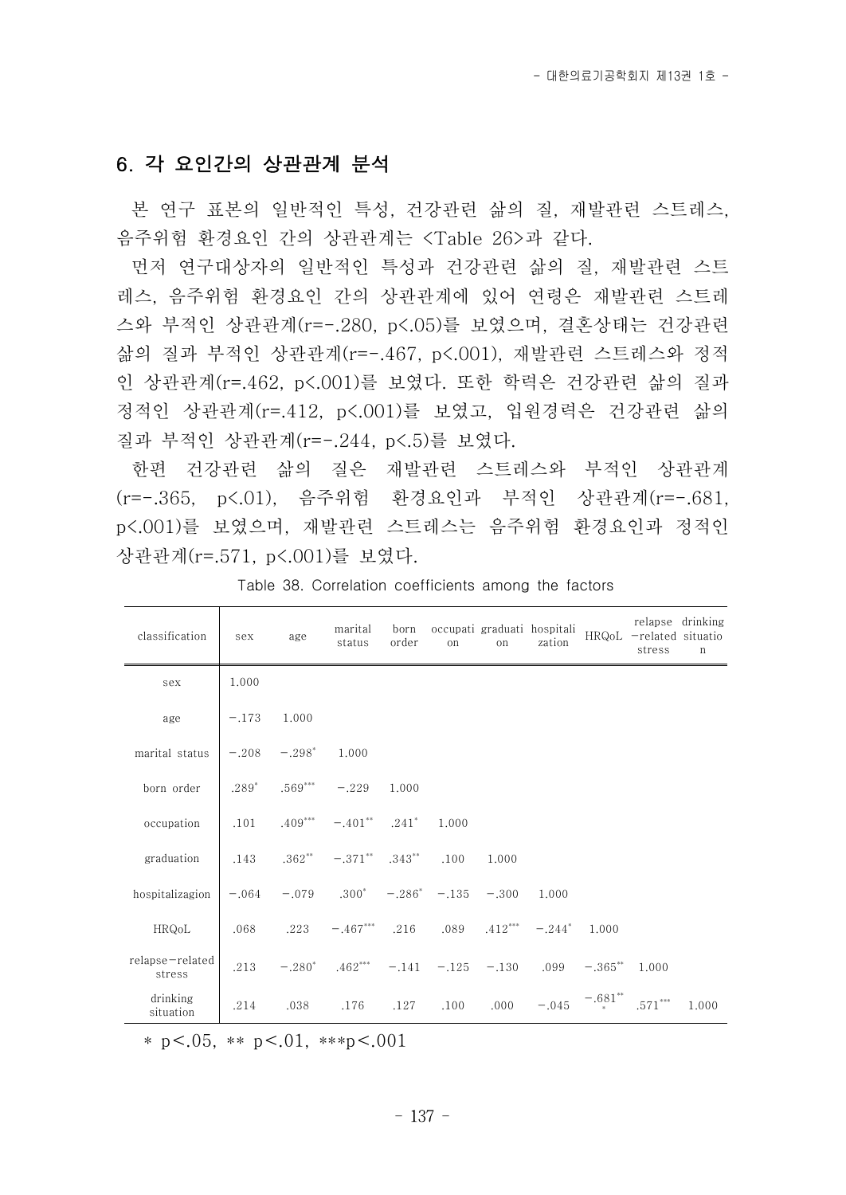## 6. 각 요인간의 상관관계 분석

본 연구 표본의 일반적인 특성, 건강관련 삶의 질, 재발관련 스트레스, 음주위험 환경요인 간의 상관관계는 <Table 26>과 같다.

먼저 연구대상자의 일반적인 특성과 건강관련 삶의 질, 재발관련 스트레스, 음주위험 환경요인 간의 상관관계에 있어 연령은 재발관련 스트레스와 부적인 상관관계(r=-.280, p<.05)를 보였으며, 결혼상태는 건강관련 삶의 질과 부적인 상관관계(r=-.467, p<.001), 재발관련 스트레스와 정적인 상관관계(r=.462, p<.001)를 보였다. 또한 학력은 건강관련 삶의 질과 정적인 상관관계(r=.412, p<.001)를 보였고, 입원경력은 건강관련 삶의 질과 부적인 상관관계(r=-.244, p<.5)를 보였다.

한편 건강관련 삶의 질은 재발관련 스트레스와 부적인 상관관계(r=-.365, p<.01), 음주위험 환경요인과 부적인 상관관계(r=-.681, p<.001)를 보였으며, 재발관련 스트레스는 음주위험 환경요인과 정적인 상관관계(r=.571, p<.001)를 보였다.

Table 38. Correlation coefficients among the factors

| classification | sex | age | marital status | born order | occupation | graduation | hospitalization | HRQoL | relapse-related stress | drinking situation |
|---|---|---|---|---|---|---|---|---|---|---|
| sex | 1.000 | | | | | | | | | |
| age | -.173 | 1.000 | | | | | | | | |
| marital status | -.208 | -.298* | 1.000 | | | | | | | |
| born order | .289* | .569*** | -.229 | 1.000 | | | | | | |
| occupation | .101 | .409*** | -.401** | .241* | 1.000 | | | | | |
| graduation | .143 | .362** | -.371** | .343** | .100 | 1.000 | | | | |
| hospitalizagion | -.064 | -.079 | .300* | -.286* | -.135 | -.300 | 1.000 | | | |
| HRQoL | .068 | .223 | -.467*** | .216 | .089 | .412*** | -.244* | 1.000 | | |
| relapse-related stress | .213 | -.280* | .462*** | -.141 | -.125 | -.130 | .099 | -.365** | 1.000 | |
| drinking situation | .214 | .038 | .176 | .127 | .100 | .000 | -.045 | -.681*** | .571*** | 1.000 |

* p<.05, ** p<.01, ***p<.001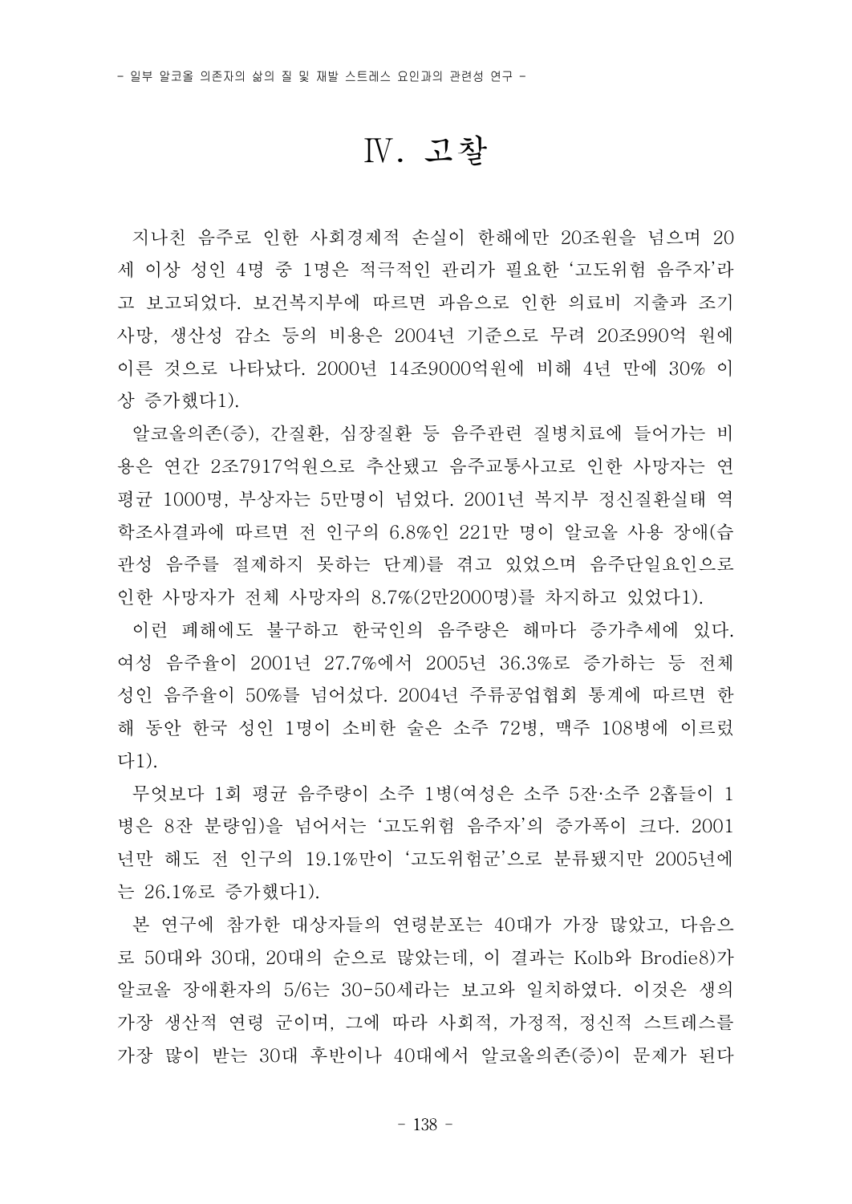# Ⅳ. 고찰

지나친 음주로 인한 사회경제적 손실이 한해에만 20조원을 넘으며 20세 이상 성인 4명 중 1명은 적극적인 관리가 필요한 '고도위험 음주자'라고 보고되었다. 보건복지부에 따르면 과음으로 인한 의료비 지출과 조기 사망, 생산성 감소 등의 비용은 2004년 기준으로 무려 20조990억 원에 이른 것으로 나타났다. 2000년 14조9000억원에 비해 4년 만에 30% 이상 증가했다1).

알코올의존(증), 간질환, 심장질환 등 음주관련 질병치료에 들어가는 비용은 연간 2조7917억원으로 추산됐고 음주교통사고로 인한 사망자는 연평균 1000명, 부상자는 5만명이 넘었다. 2001년 복지부 정신질환실태 역학조사결과에 따르면 전 인구의 6.8%인 221만 명이 알코올 사용 장애(습관성 음주를 절제하지 못하는 단계)를 겪고 있었으며 음주단일요인으로 인한 사망자가 전체 사망자의 8.7%(2만2000명)를 차지하고 있었다1).

이런 폐해에도 불구하고 한국인의 음주량은 해마다 증가추세에 있다. 여성 음주율이 2001년 27.7%에서 2005년 36.3%로 증가하는 등 전체 성인 음주율이 50%를 넘어섰다. 2004년 주류공업협회 통계에 따르면 한해 동안 한국 성인 1명이 소비한 술은 소주 72병, 맥주 108병에 이르렀다1).

무엇보다 1회 평균 음주량이 소주 1병(여성은 소주 5잔·소주 2홉들이 1병은 8잔 분량임)을 넘어서는 '고도위험 음주자'의 증가폭이 크다. 2001년만 해도 전 인구의 19.1%만이 '고도위험군'으로 분류됐지만 2005년에는 26.1%로 증가했다1).

본 연구에 참가한 대상자들의 연령분포는 40대가 가장 많았고, 다음으로 50대와 30대, 20대의 순으로 많았는데, 이 결과는 Kolb와 Brodie8)가 알코올 장애환자의 5/6는 30-50세라는 보고와 일치하였다. 이것은 생의 가장 생산적 연령 군이며, 그에 따라 사회적, 가정적, 정신적 스트레스를 가장 많이 받는 30대 후반이나 40대에서 알코올의존(증)이 문제가 된다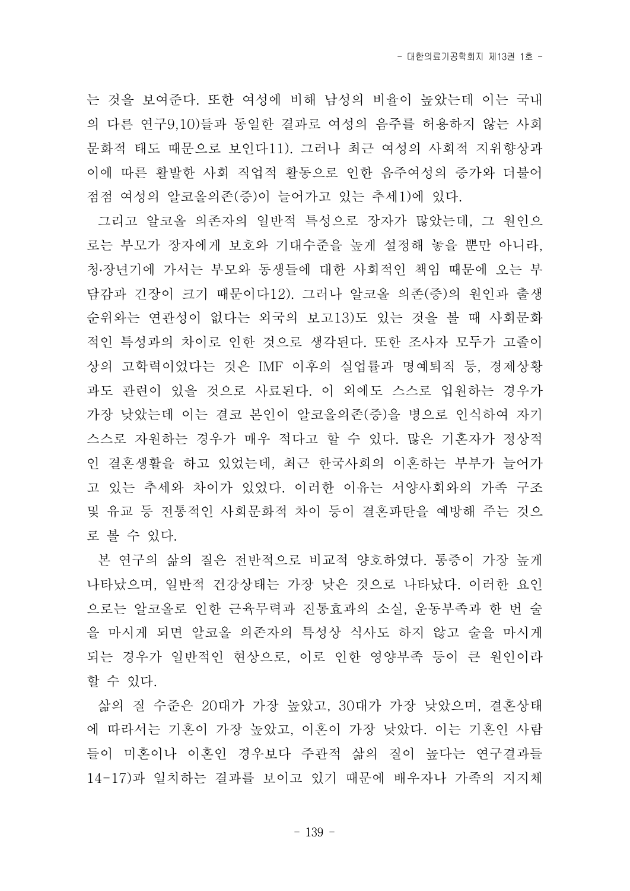는 것을 보여준다. 또한 여성에 비해 남성의 비율이 높았는데 이는 국내의 다른 연구[9,10]들과 동일한 결과로 여성의 음주를 허용하지 않는 사회문화적 태도 때문으로 보인다[11]. 그러나 최근 여성의 사회적 지위향상과 이에 따른 활발한 사회 직업적 활동으로 인한 음주여성의 증가와 더불어 점점 여성의 알코올의존(증)이 늘어가고 있는 추세[1]에 있다.

그리고 알코올 의존자의 일반적 특성으로 장자가 많았는데, 그 원인으로는 부모가 장자에게 보호와 기대수준을 높게 설정해 놓을 뿐만 아니라, 청·장년기에 가서는 부모와 동생들에 대한 사회적인 책임 때문에 오는 부담감과 긴장이 크기 때문이다[12]. 그러나 알코올 의존(증)의 원인과 출생 순위와는 연관성이 없다는 외국의 보고[13]도 있는 것을 볼 때 사회문화적인 특성과의 차이로 인한 것으로 생각된다. 또한 조사자 모두가 고졸이상의 고학력이었다는 것은 IMF 이후의 실업률과 명예퇴직 등, 경제상황과도 관련이 있을 것으로 사료된다. 이 외에도 스스로 입원하는 경우가 가장 낮았는데 이는 결코 본인이 알코올의존(증)을 병으로 인식하여 자기 스스로 자원하는 경우가 매우 적다고 할 수 있다. 많은 기혼자가 정상적인 결혼생활을 하고 있었는데, 최근 한국사회의 이혼하는 부부가 늘어가고 있는 추세와 차이가 있었다. 이러한 이유는 서양사회와의 가족 구조 및 유교 등 전통적인 사회문화적 차이 등이 결혼파탄을 예방해 주는 것으로 볼 수 있다.

본 연구의 삶의 질은 전반적으로 비교적 양호하였다. 통증이 가장 높게 나타났으며, 일반적 건강상태는 가장 낮은 것으로 나타났다. 이러한 요인으로는 알코올로 인한 근육무력과 진통효과의 소실, 운동부족과 한 번 술을 마시게 되면 알코올 의존자의 특성상 식사도 하지 않고 술을 마시게 되는 경우가 일반적인 현상으로, 이로 인한 영양부족 등이 큰 원인이라 할 수 있다.

삶의 질 수준은 20대가 가장 높았고, 30대가 가장 낮았으며, 결혼상태에 따라서는 기혼이 가장 높았고, 이혼이 가장 낮았다. 이는 기혼인 사람들이 미혼이나 이혼인 경우보다 주관적 삶의 질이 높다는 연구결과들[14-17]과 일치하는 결과를 보이고 있기 때문에 배우자나 가족의 지지체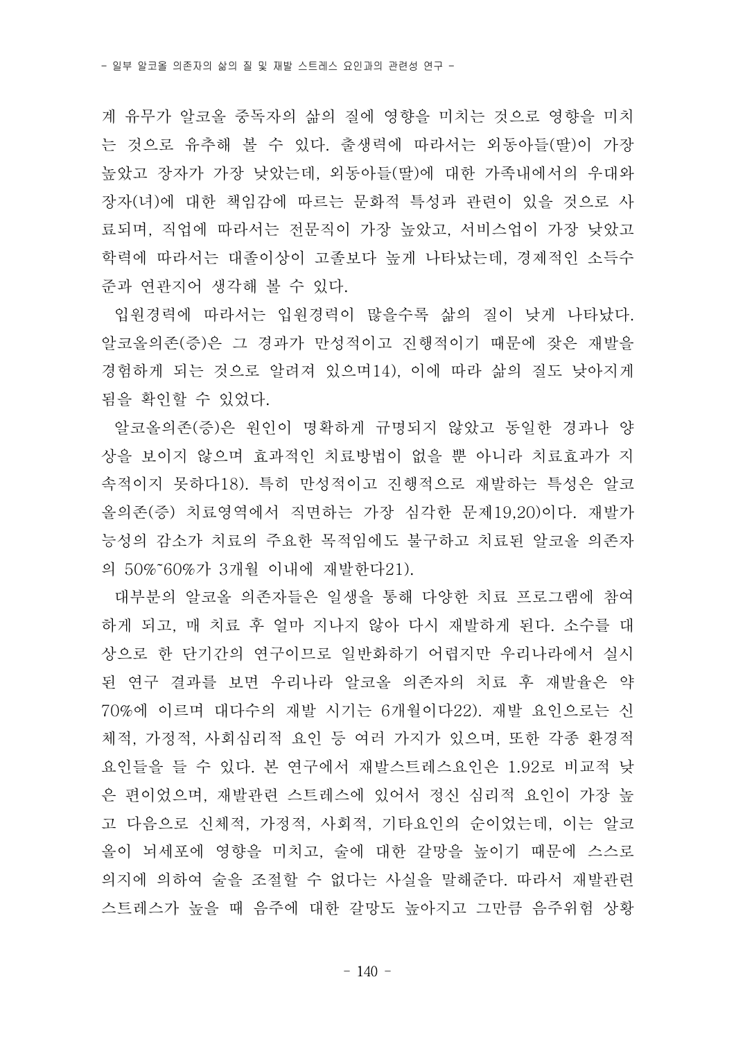계 유무가 알코올 중독자의 삶의 질에 영향을 미치는 것으로 영향을 미치는 것으로 유추해 볼 수 있다. 출생력에 따라서는 외동아들(딸)이 가장 높았고 장자가 가장 낮았는데, 외동아들(딸)에 대한 가족내에서의 우대와 장자(녀)에 대한 책임감에 따르는 문화적 특성과 관련이 있을 것으로 사료되며, 직업에 따라서는 전문직이 가장 높았고, 서비스업이 가장 낮았고 학력에 따라서는 대졸이상이 고졸보다 높게 나타났는데, 경제적인 소득수준과 연관지어 생각해 볼 수 있다.

입원경력에 따라서는 입원경력이 많을수록 삶의 질이 낮게 나타났다. 알코올의존(증)은 그 경과가 만성적이고 진행적이기 때문에 잦은 재발을 경험하게 되는 것으로 알려져 있으며14), 이에 따라 삶의 질도 낮아지게 됨을 확인할 수 있었다.

알코올의존(증)은 원인이 명확하게 규명되지 않았고 동일한 경과나 양상을 보이지 않으며 효과적인 치료방법이 없을 뿐 아니라 치료효과가 지속적이지 못하다18). 특히 만성적이고 진행적으로 재발하는 특성은 알코올의존(증) 치료영역에서 직면하는 가장 심각한 문제19,20)이다. 재발가능성의 감소가 치료의 주요한 목적임에도 불구하고 치료된 알코올 의존자의 50%~60%가 3개월 이내에 재발한다21).

대부분의 알코올 의존자들은 일생을 통해 다양한 치료 프로그램에 참여하게 되고, 매 치료 후 얼마 지나지 않아 다시 재발하게 된다. 소수를 대상으로 한 단기간의 연구이므로 일반화하기 어렵지만 우리나라에서 실시된 연구 결과를 보면 우리나라 알코올 의존자의 치료 후 재발율은 약 70%에 이르며 대다수의 재발 시기는 6개월이다22). 재발 요인으로는 신체적, 가정적, 사회심리적 요인 등 여러 가지가 있으며, 또한 각종 환경적 요인들을 들 수 있다. 본 연구에서 재발스트레스요인은 1.92로 비교적 낮은 편이었으며, 재발관련 스트레스에 있어서 정신 심리적 요인이 가장 높고 다음으로 신체적, 가정적, 사회적, 기타요인의 순이었는데, 이는 알코올이 뇌세포에 영향을 미치고, 술에 대한 갈망을 높이기 때문에 스스로 의지에 의하여 술을 조절할 수 없다는 사실을 말해준다. 따라서 재발관련 스트레스가 높을 때 음주에 대한 갈망도 높아지고 그만큼 음주위험 상황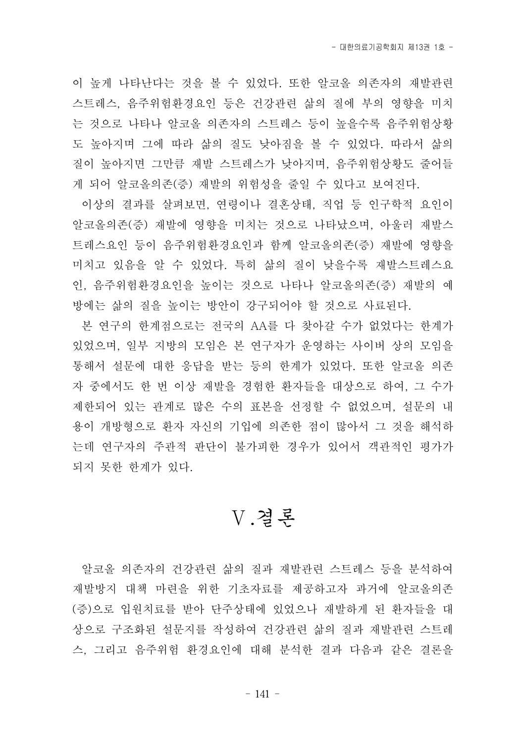이 높게 나타난다는 것을 볼 수 있었다. 또한 알코올 의존자의 재발관련 스트레스, 음주위험환경요인 등은 건강관련 삶의 질에 부의 영향을 미치는 것으로 나타나 알코올 의존자의 스트레스 등이 높을수록 음주위험상황도 높아지며 그에 따라 삶의 질도 낮아짐을 볼 수 있었다. 따라서 삶의 질이 높아지면 그만큼 재발 스트레스가 낮아지며, 음주위험상황도 줄어들게 되어 알코올의존(증) 재발의 위험성을 줄일 수 있다고 보여진다.

이상의 결과를 살펴보면, 연령이나 결혼상태, 직업 등 인구학적 요인이 알코올의존(증) 재발에 영향을 미치는 것으로 나타났으며, 아울러 재발스트레스요인 등이 음주위험환경요인과 함께 알코올의존(증) 재발에 영향을 미치고 있음을 알 수 있었다. 특히 삶의 질이 낮을수록 재발스트레스요인, 음주위험환경요인을 높이는 것으로 나타나 알코올의존(증) 재발의 예방에는 삶의 질을 높이는 방안이 강구되어야 할 것으로 사료된다.

본 연구의 한계점으로는 전국의 AA를 다 찾아갈 수가 없었다는 한계가 있었으며, 일부 지방의 모임은 본 연구자가 운영하는 사이버 상의 모임을 통해서 설문에 대한 응답을 받는 등의 한계가 있었다. 또한 알코올 의존자 중에서도 한 번 이상 재발을 경험한 환자들을 대상으로 하여, 그 수가 제한되어 있는 관계로 많은 수의 표본을 선정할 수 없었으며, 설문의 내용이 개방형으로 환자 자신의 기입에 의존한 점이 많아서 그 것을 해석하는데 연구자의 주관적 판단이 불가피한 경우가 있어서 객관적인 평가가 되지 못한 한계가 있다.

# Ⅴ. 결론

알코올 의존자의 건강관련 삶의 질과 재발관련 스트레스 등을 분석하여 재발방지 대책 마련을 위한 기초자료를 제공하고자 과거에 알코올의존(증)으로 입원치료를 받아 단주상태에 있었으나 재발하게 된 환자들을 대상으로 구조화된 설문지를 작성하여 건강관련 삶의 질과 재발관련 스트레스, 그리고 음주위험 환경요인에 대해 분석한 결과 다음과 같은 결론을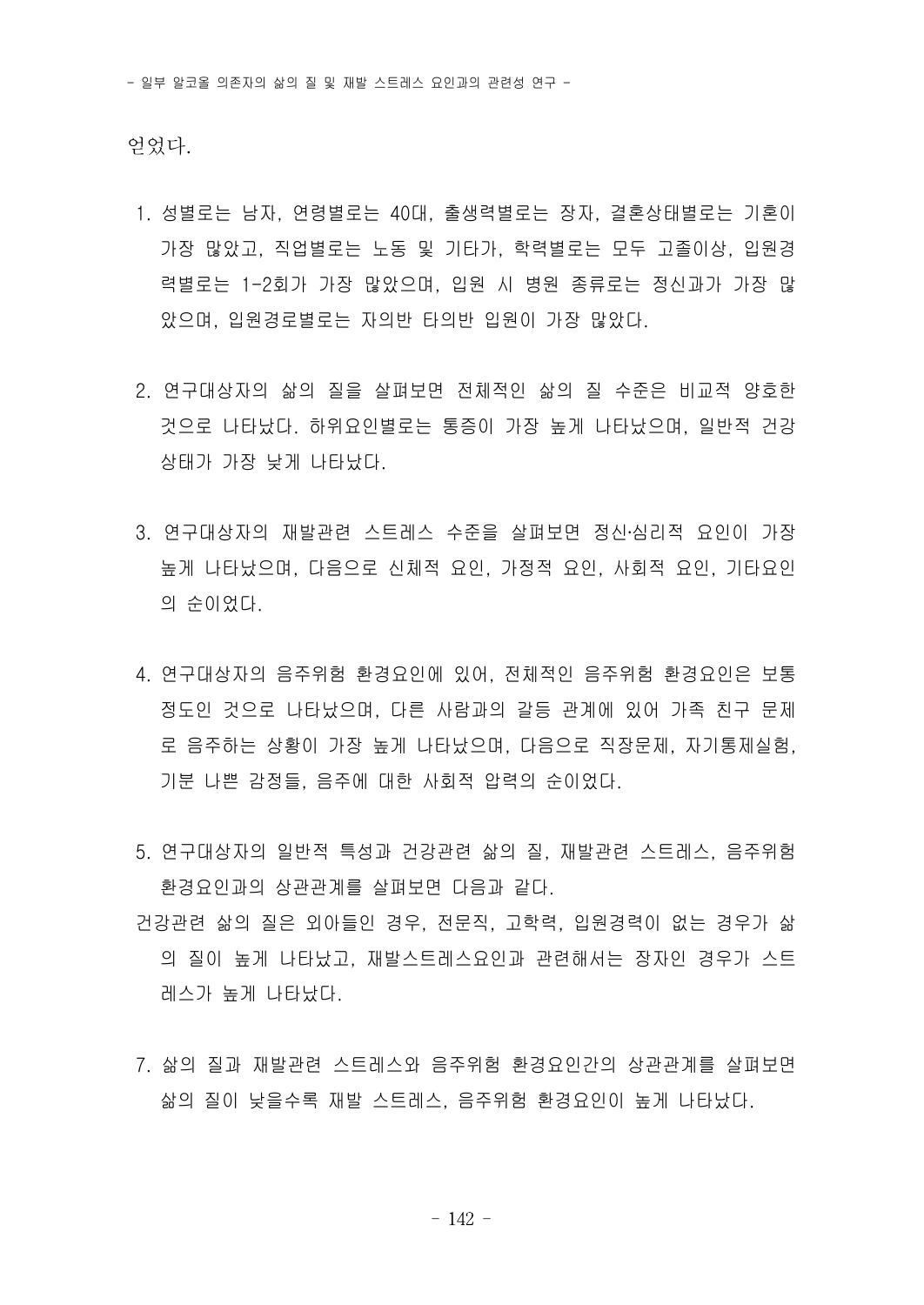얻었다.

1. 성별로는 남자, 연령별로는 40대, 출생력별로는 장자, 결혼상태별로는 기혼이 가장 많았고, 직업별로는 노동 및 기타가, 학력별로는 모두 고졸이상, 입원경력별로는 1-2회가 가장 많았으며, 입원 시 병원 종류로는 정신과가 가장 많았으며, 입원경로별로는 자의반 타의반 입원이 가장 많았다.

2. 연구대상자의 삶의 질을 살펴보면 전체적인 삶의 질 수준은 비교적 양호한 것으로 나타났다. 하위요인별로는 통증이 가장 높게 나타났으며, 일반적 건강상태가 가장 낮게 나타났다.

3. 연구대상자의 재발관련 스트레스 수준을 살펴보면 정신·심리적 요인이 가장 높게 나타났으며, 다음으로 신체적 요인, 가정적 요인, 사회적 요인, 기타요인의 순이었다.

4. 연구대상자의 음주위험 환경요인에 있어, 전체적인 음주위험 환경요인은 보통 정도인 것으로 나타났으며, 다른 사람과의 갈등 관계에 있어 가족 친구 문제로 음주하는 상황이 가장 높게 나타났으며, 다음으로 직장문제, 자기통제실험, 기분 나쁜 감정들, 음주에 대한 사회적 압력의 순이었다.

5. 연구대상자의 일반적 특성과 건강관련 삶의 질, 재발관련 스트레스, 음주위험 환경요인과의 상관관계를 살펴보면 다음과 같다.

건강관련 삶의 질은 외아들인 경우, 전문직, 고학력, 입원경력이 없는 경우가 삶의 질이 높게 나타났고, 재발스트레스요인과 관련해서는 장자인 경우가 스트레스가 높게 나타났다.

7. 삶의 질과 재발관련 스트레스와 음주위험 환경요인간의 상관관계를 살펴보면 삶의 질이 낮을수록 재발 스트레스, 음주위험 환경요인이 높게 나타났다.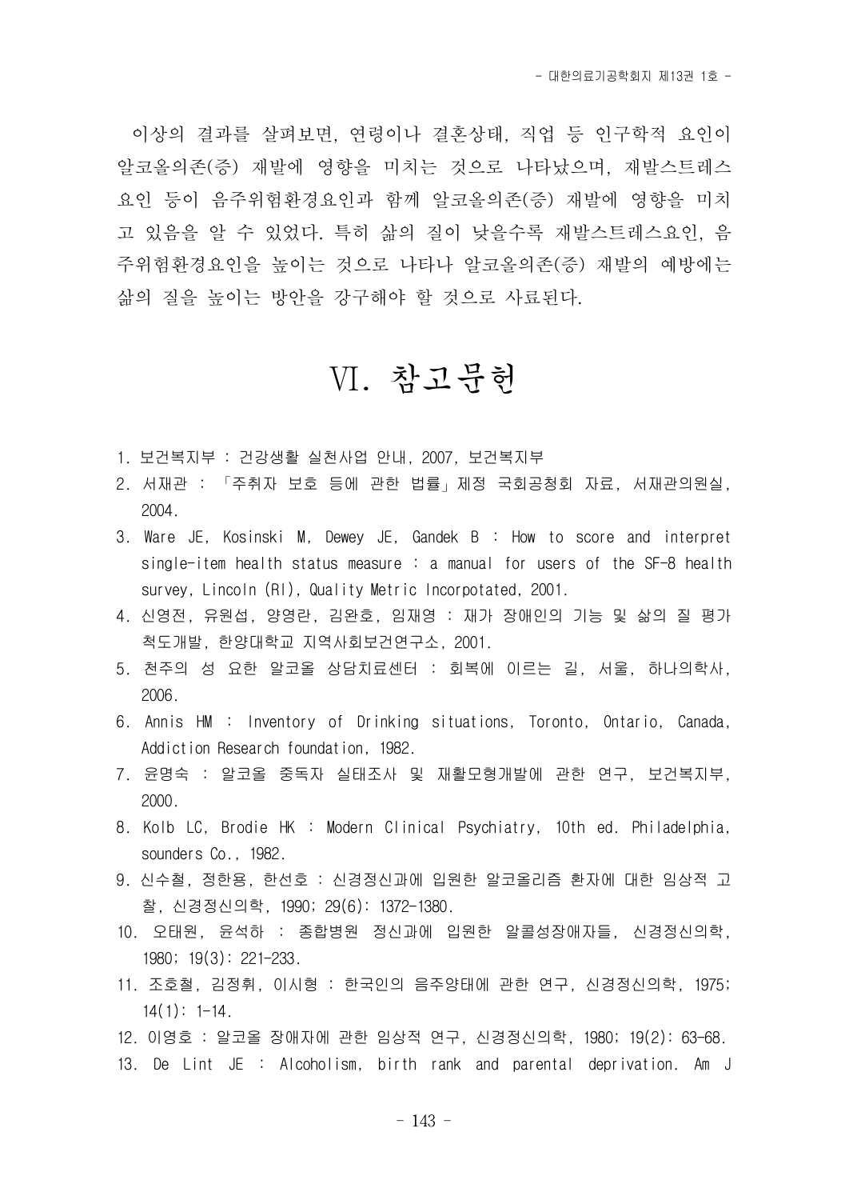이상의 결과를 살펴보면, 연령이나 결혼상태, 직업 등 인구학적 요인이 알코올의존(증) 재발에 영향을 미치는 것으로 나타났으며, 재발스트레스 요인 등이 음주위험환경요인과 함께 알코올의존(증) 재발에 영향을 미치고 있음을 알 수 있었다. 특히 삶의 질이 낮을수록 재발스트레스요인, 음주위험환경요인을 높이는 것으로 나타나 알코올의존(증) 재발의 예방에는 삶의 질을 높이는 방안을 강구해야 할 것으로 사료된다.

# Ⅵ. 참고문헌

1. 보건복지부 : 건강생활 실천사업 안내, 2007, 보건복지부
2. 서재관 : 「주취자 보호 등에 관한 법률」제정 국회공청회 자료, 서재관의원실, 2004.
3. Ware JE, Kosinski M, Dewey JE, Gandek B : How to score and interpret single-item health status measure : a manual for users of the SF-8 health survey, Lincoln (RI), Quality Metric Incorpotated, 2001.
4. 신영전, 유원섭, 양영란, 김완호, 임재영 : 재가 장애인의 기능 및 삶의 질 평가 척도개발, 한양대학교 지역사회보건연구소, 2001.
5. 천주의 성 요한 알코올 상담치료센터 : 회복에 이르는 길, 서울, 하나의학사, 2006.
6. Annis HM : Inventory of Drinking situations, Toronto, Ontario, Canada, Addiction Research foundation, 1982.
7. 윤명숙 : 알코올 중독자 실태조사 및 재활모형개발에 관한 연구, 보건복지부, 2000.
8. Kolb LC, Brodie HK : Modern Clinical Psychiatry, 10th ed. Philadelphia, sounders Co., 1982.
9. 신수철, 정한용, 한선호 : 신경정신과에 입원한 알코올리즘 환자에 대한 임상적 고찰, 신경정신의학, 1990; 29(6): 1372-1380.
10. 오태원, 윤석하 : 종합병원 정신과에 입원한 알콜성장애자들, 신경정신의학, 1980; 19(3): 221-233.
11. 조호철, 김정휘, 이시형 : 한국인의 음주양태에 관한 연구, 신경정신의학, 1975; 14(1): 1-14.
12. 이영호 : 알코올 장애자에 관한 임상적 연구, 신경정신의학, 1980; 19(2): 63-68.
13. De Lint JE : Alcoholism, birth rank and parental deprivation. Am J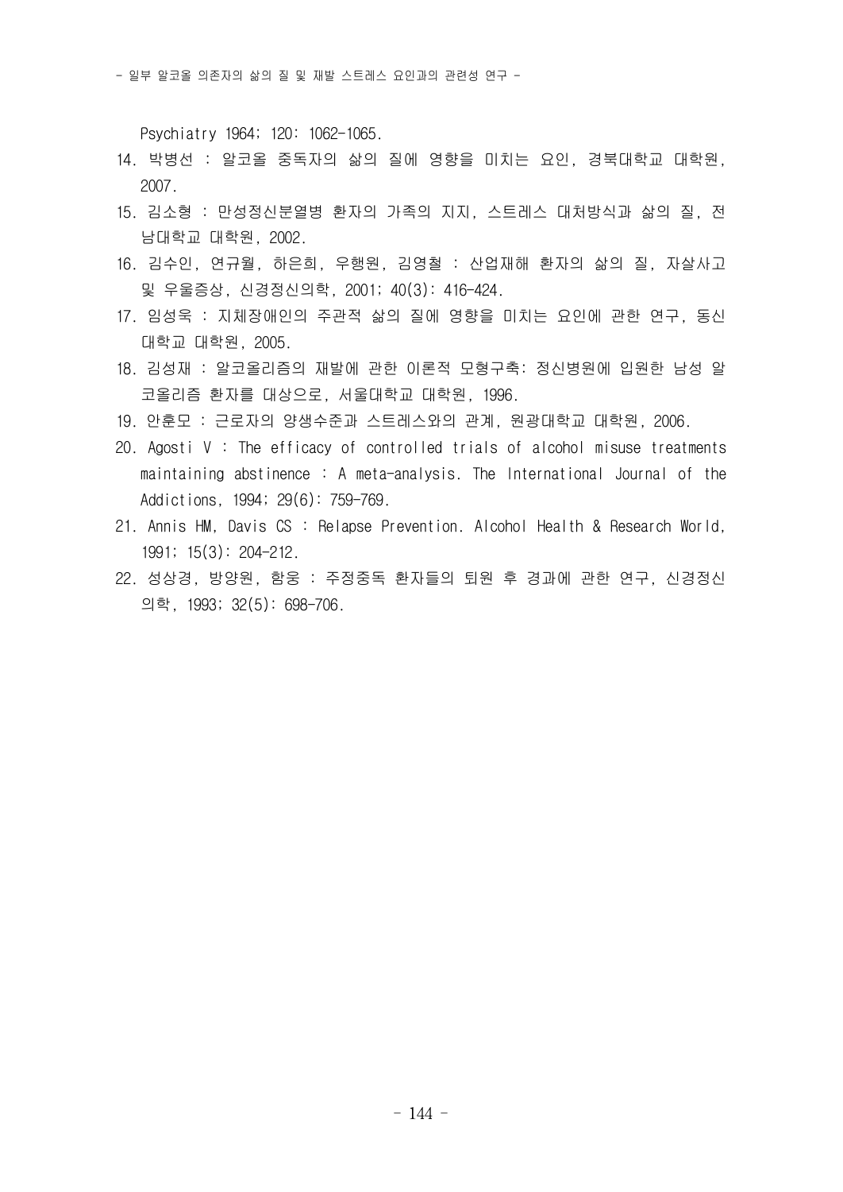Psychiatry 1964; 120: 1062-1065.

14. 박병선 : 알코올 중독자의 삶의 질에 영향을 미치는 요인, 경북대학교 대학원, 2007.
15. 김소형 : 만성정신분열병 환자의 가족의 지지, 스트레스 대처방식과 삶의 질, 전남대학교 대학원, 2002.
16. 김수인, 연규월, 하은희, 우행원, 김영철 : 산업재해 환자의 삶의 질, 자살사고 및 우울증상, 신경정신의학, 2001; 40(3): 416-424.
17. 임성욱 : 지체장애인의 주관적 삶의 질에 영향을 미치는 요인에 관한 연구, 동신대학교 대학원, 2005.
18. 김성재 : 알코올리즘의 재발에 관한 이론적 모형구축: 정신병원에 입원한 남성 알코올리즘 환자를 대상으로, 서울대학교 대학원, 1996.
19. 안훈모 : 근로자의 양생수준과 스트레스와의 관계, 원광대학교 대학원, 2006.
20. Agosti V : The efficacy of controlled trials of alcohol misuse treatments maintaining abstinence : A meta-analysis. The International Journal of the Addictions, 1994; 29(6): 759-769.
21. Annis HM, Davis CS : Relapse Prevention. Alcohol Health & Research World, 1991; 15(3): 204-212.
22. 성상경, 방양원, 함웅 : 주정중독 환자들의 퇴원 후 경과에 관한 연구, 신경정신의학, 1993; 32(5): 698-706.